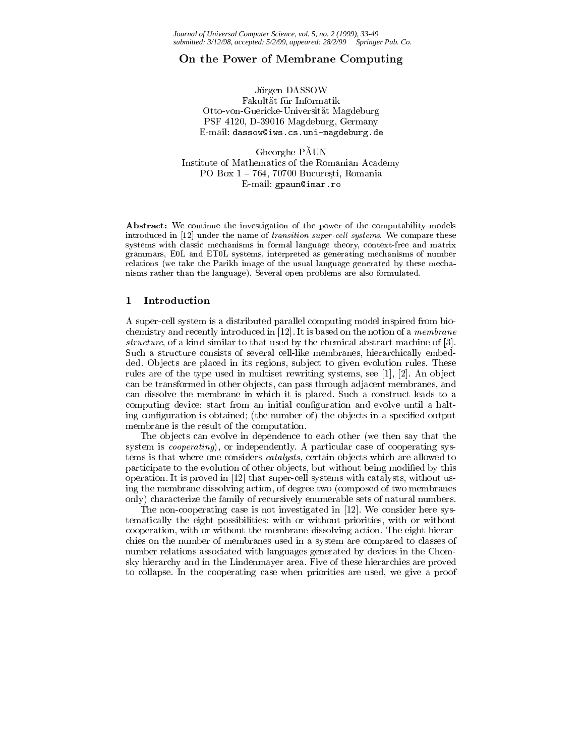# On the Power of Membrane Computing

Jürgen DASSOW
Fakultät für Informatik
Otto-von-Guericke-Universität Magdeburg
PSF 4120, D-39016 Magdeburg, Germany
E-mail: dassow@iws.cs.uni-magdeburg.de

Gheorghe PĂUN
Institute of Mathematics of the Romanian Academy
PO Box 1 – 764, 70700 Bucureşti, Romania
E-mail: gpaun@imar.ro

**Abstract:** We continue the investigation of the power of the computability models introduced in [12] under the name of *transition super-cell systems*. We compare these systems with classic mechanisms in formal language theory, context-free and matrix grammars, E0L and ET0L systems, interpreted as generating mechanisms of number relations (we take the Parikh image of the usual language generated by these mechanisms rather than the language). Several open problems are also formulated.

## 1 Introduction

A super-cell system is a distributed parallel computing model inspired from biochemistry and recently introduced in [12]. It is based on the notion of a *membrane structure*, of a kind similar to that used by the chemical abstract machine of [3]. Such a structure consists of several cell-like membranes, hierarchically embedded. Objects are placed in its regions, subject to given evolution rules. These rules are of the type used in multiset rewriting systems, see [1], [2]. An object can be transformed in other objects, can pass through adjacent membranes, and can dissolve the membrane in which it is placed. Such a construct leads to a computing device: start from an initial configuration and evolve until a halting configuration is obtained; (the number of) the objects in a specified output membrane is the result of the computation.

The objects can evolve in dependence to each other (we then say that the system is *cooperating*), or independently. A particular case of cooperating systems is that where one considers *catalysts*, certain objects which are allowed to participate to the evolution of other objects, but without being modified by this operation. It is proved in [12] that super-cell systems with catalysts, without using the membrane dissolving action, of degree two (composed of two membranes only) characterize the family of recursively enumerable sets of natural numbers.

The non-cooperating case is not investigated in [12]. We consider here systematically the eight possibilities: with or without priorities, with or without cooperation, with or without the membrane dissolving action. The eight hierarchies on the number of membranes used in a system are compared to classes of number relations associated with languages generated by devices in the Chomsky hierarchy and in the Lindenmayer area. Five of these hierarchies are proved to collapse. In the cooperating case when priorities are used, we give a proof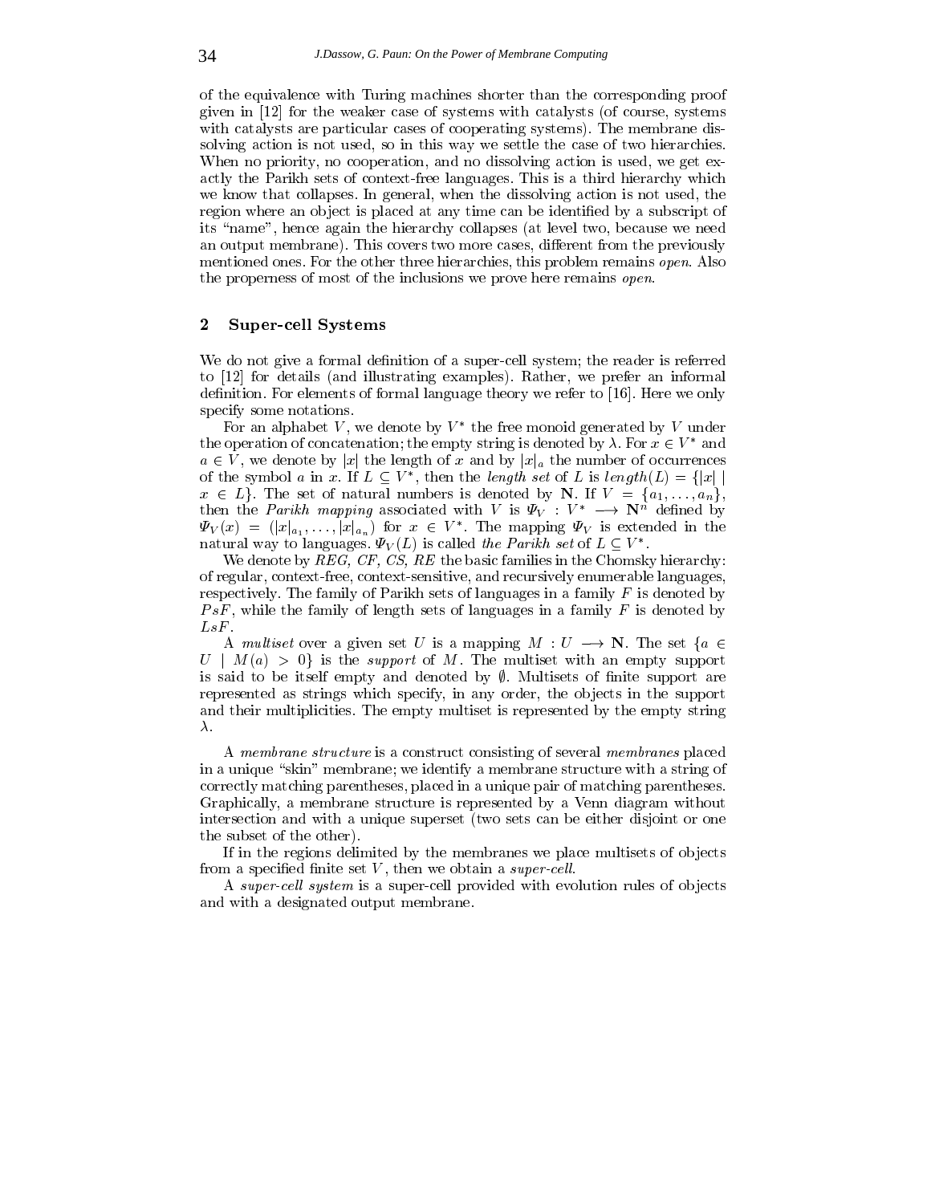of the equivalence with Turing machines shorter than the corresponding proof given in [12] for the weaker case of systems with catalysts (of course, systems with catalysts are particular cases of cooperating systems). The membrane dissolving action is not used, so in this way we settle the case of two hierarchies. When no priority, no cooperation, and no dissolving action is used, we get exactly the Parikh sets of context-free languages. This is a third hierarchy which we know that collapses. In general, when the dissolving action is not used, the region where an object is placed at any time can be identified by a subscript of its "name", hence again the hierarchy collapses (at level two, because we need an output membrane). This covers two more cases, different from the previously mentioned ones. For the other three hierarchies, this problem remains *open*. Also the properness of most of the inclusions we prove here remains *open*.

## 2 Super-cell Systems

We do not give a formal definition of a super-cell system; the reader is referred to [12] for details (and illustrating examples). Rather, we prefer an informal definition. For elements of formal language theory we refer to [16]. Here we only specify some notations.

For an alphabet $V$, we denote by $V^*$ the free monoid generated by $V$ under the operation of concatenation; the empty string is denoted by $\lambda$. For $x \in V^*$ and $a \in V$, we denote by $|x|$ the length of $x$ and by $|x|_a$ the number of occurrences of the symbol $a$ in $x$. If $L \subseteq V^*$, then the *length set* of $L$ is $length(L) = \{|x| \mid x \in L\}$. The set of natural numbers is denoted by $\mathbf{N}$. If $V = \{a_1, \ldots, a_n\}$, then the *Parikh mapping* associated with $V$ is $\Psi_V : V^* \longrightarrow \mathbf{N}^n$ defined by $\Psi_V(x) = (|x|_{a_1}, \ldots, |x|_{a_n})$ for $x \in V^*$. The mapping $\Psi_V$ is extended in the natural way to languages. $\Psi_V(L)$ is called *the Parikh set* of $L \subseteq V^*$.

We denote by $REG$, $CF$, $CS$, $RE$ the basic families in the Chomsky hierarchy: of regular, context-free, context-sensitive, and recursively enumerable languages, respectively. The family of Parikh sets of languages in a family $F$ is denoted by $PsF$, while the family of length sets of languages in a family $F$ is denoted by $LsF$.

A *multiset* over a given set $U$ is a mapping $M : U \longrightarrow \mathbf{N}$. The set $\{a \in U \mid M(a) > 0\}$ is the *support* of $M$. The multiset with an empty support is said to be itself empty and denoted by $\emptyset$. Multisets of finite support are represented as strings which specify, in any order, the objects in the support and their multiplicities. The empty multiset is represented by the empty string $\lambda$.

A *membrane structure* is a construct consisting of several *membranes* placed in a unique "skin" membrane; we identify a membrane structure with a string of correctly matching parentheses, placed in a unique pair of matching parentheses. Graphically, a membrane structure is represented by a Venn diagram without intersection and with a unique superset (two sets can be either disjoint or one the subset of the other).

If in the regions delimited by the membranes we place multisets of objects from a specified finite set $V$, then we obtain a *super-cell*.

A *super-cell system* is a super-cell provided with evolution rules of objects and with a designated output membrane.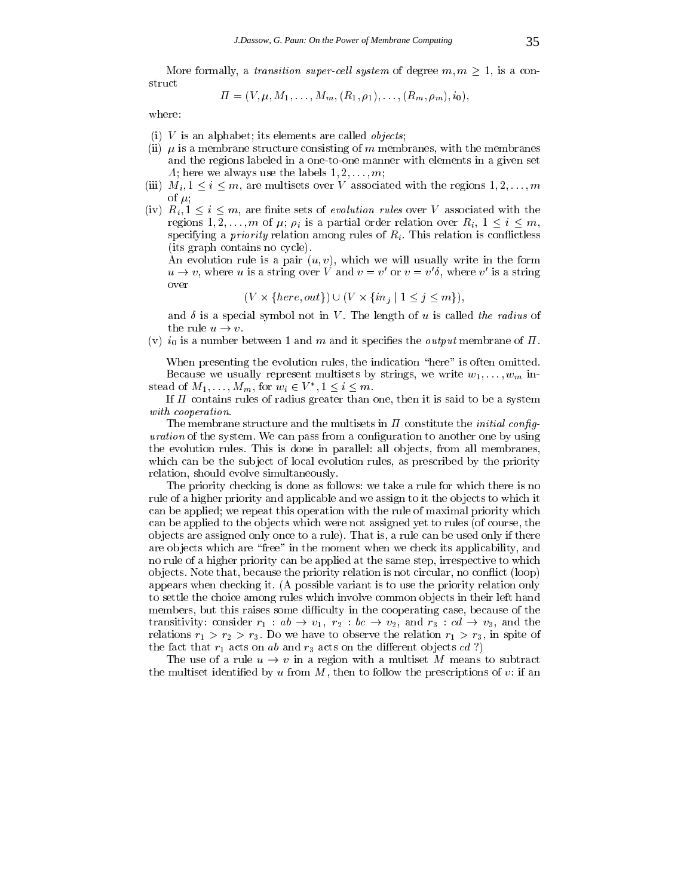More formally, a *transition super-cell system* of degree $m, m \geq 1$, is a construct

$$\Pi = (V, \mu, M_1, \ldots, M_m, (R_1, \rho_1), \ldots, (R_m, \rho_m), i_0),$$

where:

(i) $V$ is an alphabet; its elements are called *objects*;

(ii) $\mu$ is a membrane structure consisting of $m$ membranes, with the membranes and the regions labeled in a one-to-one manner with elements in a given set $\Lambda$; here we always use the labels $1, 2, \ldots, m$;

(iii) $M_i, 1 \leq i \leq m$, are multisets over $V$ associated with the regions $1, 2, \ldots, m$ of $\mu$;

(iv) $R_i, 1 \leq i \leq m$, are finite sets of *evolution rules* over $V$ associated with the regions $1, 2, \ldots, m$ of $\mu$; $\rho_i$ is a partial order relation over $R_i$, $1 \leq i \leq m$, specifying a *priority* relation among rules of $R_i$. This relation is conflictless (its graph contains no cycle).

An evolution rule is a pair $(u, v)$, which we will usually write in the form $u \to v$, where $u$ is a string over $V$ and $v = v'$ or $v = v'\delta$, where $v'$ is a string over

$$(V \times \{here, out\}) \cup (V \times \{in_j \mid 1 \leq j \leq m\}),$$

and $\delta$ is a special symbol not in $V$. The length of $u$ is called *the radius* of the rule $u \to v$.

(v) $i_0$ is a number between 1 and $m$ and it specifies the *output* membrane of $\Pi$.

When presenting the evolution rules, the indication "here" is often omitted.

Because we usually represent multisets by strings, we write $w_1, \ldots, w_m$ instead of $M_1, \ldots, M_m$, for $w_i \in V^*, 1 \leq i \leq m$.

If $\Pi$ contains rules of radius greater than one, then it is said to be a system *with cooperation*.

The membrane structure and the multisets in $\Pi$ constitute the *initial configuration* of the system. We can pass from a configuration to another one by using the evolution rules. This is done in parallel: all objects, from all membranes, which can be the subject of local evolution rules, as prescribed by the priority relation, should evolve simultaneously.

The priority checking is done as follows: we take a rule for which there is no rule of a higher priority and applicable and we assign to it the objects to which it can be applied; we repeat this operation with the rule of maximal priority which can be applied to the objects which were not assigned yet to rules (of course, the objects are assigned only once to a rule). That is, a rule can be used only if there are objects which are "free" in the moment when we check its applicability, and no rule of a higher priority can be applied at the same step, irrespective to which objects. Note that, because the priority relation is not circular, no conflict (loop) appears when checking it. (A possible variant is to use the priority relation only to settle the choice among rules which involve common objects in their left hand members, but this raises some difficulty in the cooperating case, because of the transitivity: consider $r_1 : ab \to v_1$, $r_2 : bc \to v_2$, and $r_3 : cd \to v_3$, and the relations $r_1 > r_2 > r_3$. Do we have to observe the relation $r_1 > r_3$, in spite of the fact that $r_1$ acts on $ab$ and $r_3$ acts on the different objects $cd$ ?)

The use of a rule $u \to v$ in a region with a multiset $M$ means to subtract the multiset identified by $u$ from $M$, then to follow the prescriptions of $v$: if an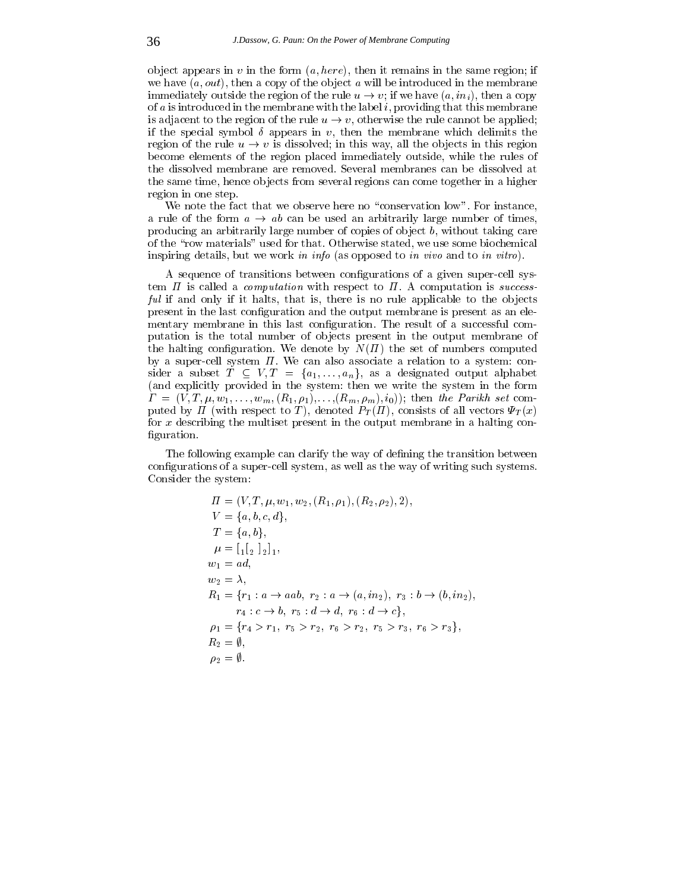object appears in $v$ in the form $(a, here)$, then it remains in the same region; if we have $(a, out)$, then a copy of the object $a$ will be introduced in the membrane immediately outside the region of the rule $u \to v$; if we have $(a, in_i)$, then a copy of $a$ is introduced in the membrane with the label $i$, providing that this membrane is adjacent to the region of the rule $u \to v$, otherwise the rule cannot be applied; if the special symbol $\delta$ appears in $v$, then the membrane which delimits the region of the rule $u \to v$ is dissolved; in this way, all the objects in this region become elements of the region placed immediately outside, while the rules of the dissolved membrane are removed. Several membranes can be dissolved at the same time, hence objects from several regions can come together in a higher region in one step.

We note the fact that we observe here no "conservation low". For instance, a rule of the form $a \to ab$ can be used an arbitrarily large number of times, producing an arbitrarily large number of copies of object $b$, without taking care of the "row materials" used for that. Otherwise stated, we use some biochemical inspiring details, but we work *in info* (as opposed to *in vivo* and to *in vitro*).

A sequence of transitions between configurations of a given super-cell system $\Pi$ is called a *computation* with respect to $\Pi$. A computation is *successful* if and only if it halts, that is, there is no rule applicable to the objects present in the last configuration and the output membrane is present as an elementary membrane in this last configuration. The result of a successful computation is the total number of objects present in the output membrane of the halting configuration. We denote by $N(\Pi)$ the set of numbers computed by a super-cell system $\Pi$. We can also associate a relation to a system: consider a subset $T \subseteq V, T = \{a_1, \dots, a_n\}$, as a designated output alphabet (and explicitly provided in the system: then we write the system in the form $\Gamma = (V, T, \mu, w_1, \dots, w_m, (R_1, \rho_1), \dots, (R_m, \rho_m), i_0))$; then *the Parikh set* computed by $\Pi$ (with respect to $T$), denoted $P_T(\Pi)$, consists of all vectors $\Psi_T(x)$ for $x$ describing the multiset present in the output membrane in a halting configuration.

The following example can clarify the way of defining the transition between configurations of a super-cell system, as well as the way of writing such systems. Consider the system:

$$
\begin{aligned}
\Pi &= (V, T, \mu, w_1, w_2, (R_1, \rho_1), (R_2, \rho_2), 2), \\
V &= \{a, b, c, d\}, \\
T &= \{a, b\}, \\
\mu &= [_1 [_2\ ]_2 ]_1, \\
w_1 &= ad, \\
w_2 &= \lambda, \\
R_1 &= \{r_1 : a \to aab,\ r_2 : a \to (a, in_2),\ r_3 : b \to (b, in_2), \\
&\qquad r_4 : c \to b,\ r_5 : d \to d,\ r_6 : d \to c\}, \\
\rho_1 &= \{r_4 > r_1,\ r_5 > r_2,\ r_6 > r_2,\ r_5 > r_3,\ r_6 > r_3\}, \\
R_2 &= \emptyset, \\
\rho_2 &= \emptyset.
\end{aligned}
$$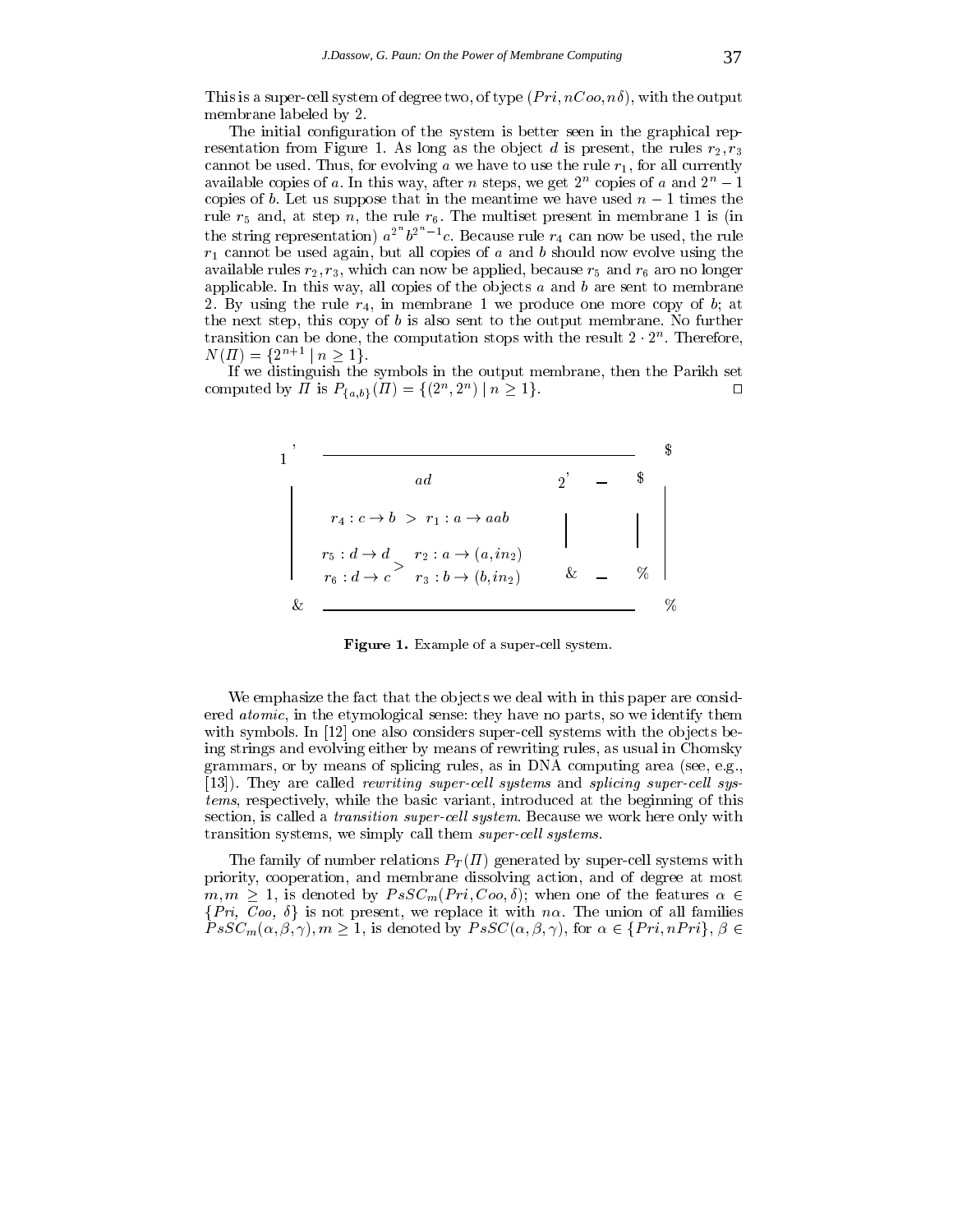This is a super-cell system of degree two, of type $(Pri, nCoo, n\delta)$, with the output membrane labeled by 2.

The initial configuration of the system is better seen in the graphical representation from Figure 1. As long as the object $d$ is present, the rules $r_2, r_3$ cannot be used. Thus, for evolving $a$ we have to use the rule $r_1$, for all currently available copies of $a$. In this way, after $n$ steps, we get $2^n$ copies of $a$ and $2^n - 1$ copies of $b$. Let us suppose that in the meantime we have used $n-1$ times the rule $r_5$ and, at step $n$, the rule $r_6$. The multiset present in membrane 1 is (in the string representation) $a^{2^n} b^{2^n - 1} c$. Because rule $r_4$ can now be used, the rule $r_1$ cannot be used again, but all copies of $a$ and $b$ should now evolve using the available rules $r_2, r_3$, which can now be applied, because $r_5$ and $r_6$ aro no longer applicable. In this way, all copies of the objects $a$ and $b$ are sent to membrane 2. By using the rule $r_4$, in membrane 1 we produce one more copy of $b$; at the next step, this copy of $b$ is also sent to the output membrane. No further transition can be done, the computation stops with the result $2 \cdot 2^n$. Therefore, $N(\Pi) = \{2^{n+1} \mid n \geq 1\}$.

If we distinguish the symbols in the output membrane, then the Parikh set computed by $\Pi$ is $P_{\{a,b\}}(\Pi) = \{(2^n, 2^n) \mid n \geq 1\}$. □

$$
\begin{array}{l}
[_1 \;\; ad \;\; [_2 \; ]_2 \\
r_4 : c \rightarrow b \; > \; r_1 : a \rightarrow aab \\
\begin{array}{l} r_5 : d \rightarrow d \\ r_6 : d \rightarrow c \end{array} > \begin{array}{l} r_2 : a \rightarrow (a, in_2) \\ r_3 : b \rightarrow (b, in_2) \end{array} \\
]_1
\end{array}
$$

**Figure 1.** Example of a super-cell system.

We emphasize the fact that the objects we deal with in this paper are considered *atomic*, in the etymological sense: they have no parts, so we identify them with symbols. In [12] one also considers super-cell systems with the objects being strings and evolving either by means of rewriting rules, as usual in Chomsky grammars, or by means of splicing rules, as in DNA computing area (see, e.g., [13]). They are called *rewriting super-cell systems* and *splicing super-cell systems*, respectively, while the basic variant, introduced at the beginning of this section, is called a *transition super-cell system*. Because we work here only with transition systems, we simply call them *super-cell systems*.

The family of number relations $P_T(\Pi)$ generated by super-cell systems with priority, cooperation, and membrane dissolving action, and of degree at most $m, m \geq 1$, is denoted by $PsSC_m(Pri, Coo, \delta)$; when one of the features $\alpha \in \{Pri,\ Coo,\ \delta\}$ is not present, we replace it with $n\alpha$. The union of all families $PsSC_m(\alpha, \beta, \gamma), m \geq 1$, is denoted by $PsSC(\alpha, \beta, \gamma)$, for $\alpha \in \{Pri, nPri\}$, $\beta \in$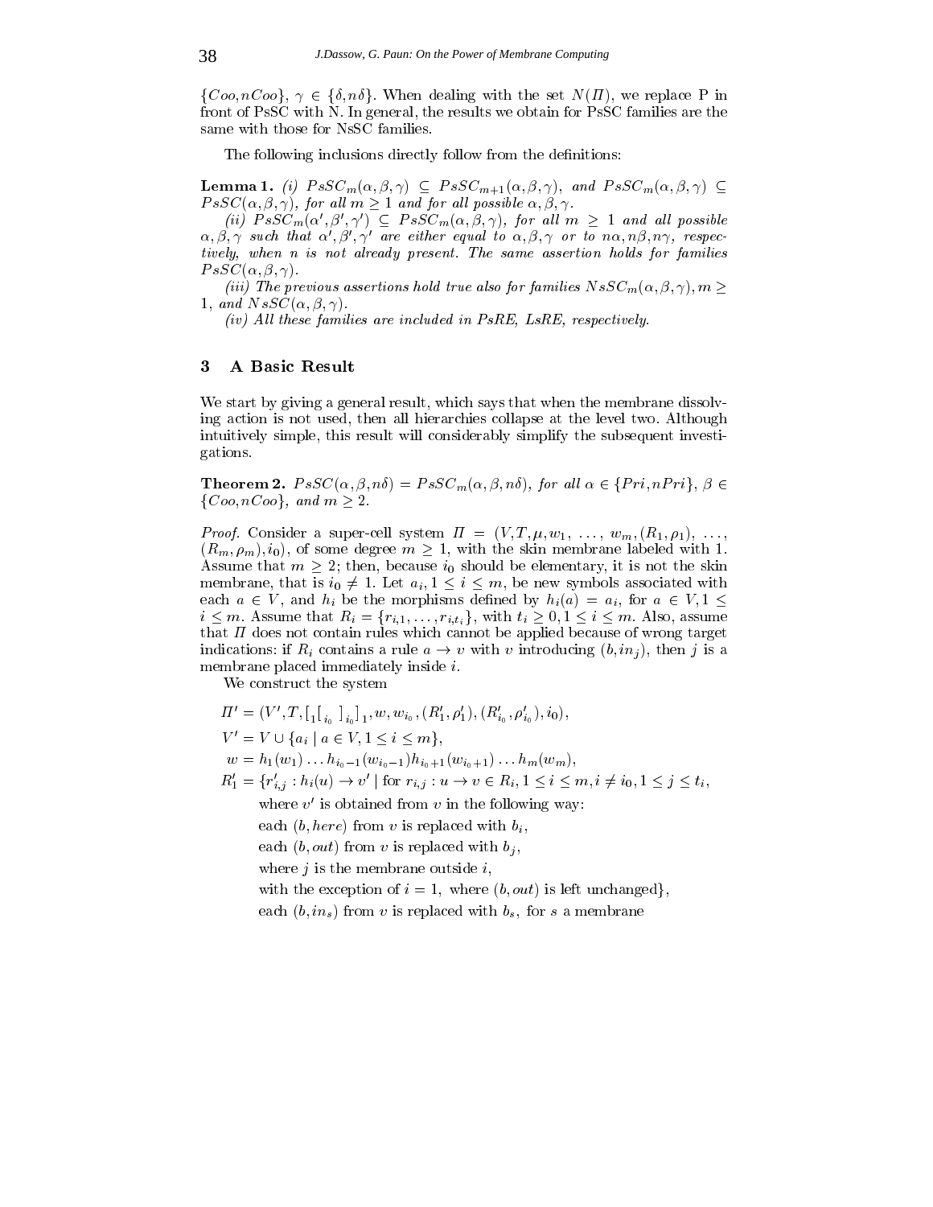$\{Coo, nCoo\}$, $\gamma \in \{\delta, n\delta\}$. When dealing with the set $N(\Pi)$, we replace P in front of PsSC with N. In general, the results we obtain for PsSC families are the same with those for NsSC families.

The following inclusions directly follow from the definitions:

**Lemma 1.** *(i)* $PsSC_m(\alpha,\beta,\gamma) \subseteq PsSC_{m+1}(\alpha,\beta,\gamma)$, *and* $PsSC_m(\alpha,\beta,\gamma) \subseteq PsSC(\alpha,\beta,\gamma)$, *for all* $m \geq 1$ *and for all possible* $\alpha,\beta,\gamma$.

*(ii)* $PsSC_m(\alpha',\beta',\gamma') \subseteq PsSC_m(\alpha,\beta,\gamma)$, *for all* $m \geq 1$ *and all possible* $\alpha,\beta,\gamma$ *such that* $\alpha',\beta',\gamma'$ *are either equal to* $\alpha,\beta,\gamma$ *or to* $n\alpha, n\beta, n\gamma$, *respectively, when* $n$ *is not already present. The same assertion holds for families* $PsSC(\alpha,\beta,\gamma)$.

*(iii) The previous assertions hold true also for families* $NsSC_m(\alpha,\beta,\gamma), m \geq 1$, *and* $NsSC(\alpha,\beta,\gamma)$.

*(iv) All these families are included in PsRE, LsRE, respectively.*

## 3 A Basic Result

We start by giving a general result, which says that when the membrane dissolving action is not used, then all hierarchies collapse at the level two. Although intuitively simple, this result will considerably simplify the subsequent investigations.

**Theorem 2.** $PsSC(\alpha,\beta,n\delta) = PsSC_m(\alpha,\beta,n\delta)$, *for all* $\alpha \in \{Pri, nPri\}$, $\beta \in \{Coo, nCoo\}$, *and* $m \geq 2$.

*Proof.* Consider a super-cell system $\Pi = (V, T, \mu, w_1, \ldots, w_m, (R_1,\rho_1), \ldots, (R_m,\rho_m), i_0)$, of some degree $m \geq 1$, with the skin membrane labeled with 1. Assume that $m \geq 2$; then, because $i_0$ should be elementary, it is not the skin membrane, that is $i_0 \neq 1$. Let $a_i, 1 \leq i \leq m$, be new symbols associated with each $a \in V$, and $h_i$ be the morphisms defined by $h_i(a) = a_i$, for $a \in V, 1 \leq i \leq m$. Assume that $R_i = \{r_{i,1}, \ldots, r_{i,t_i}\}$, with $t_i \geq 0, 1 \leq i \leq m$. Also, assume that $\Pi$ does not contain rules which cannot be applied because of wrong target indications: if $R_i$ contains a rule $a \to v$ with $v$ introducing $(b, in_j)$, then $j$ is a membrane placed immediately inside $i$.

We construct the system

$$
\begin{aligned}
\Pi' &= (V', T, [_1[_{i_0}\ ]_{i_0}]_1, w, w_{i_0}, (R'_1,\rho'_1), (R'_{i_0},\rho'_{i_0}), i_0),\\
V' &= V \cup \{a_i \mid a \in V, 1 \leq i \leq m\},\\
w &= h_1(w_1)\ldots h_{i_0-1}(w_{i_0-1})h_{i_0+1}(w_{i_0+1})\ldots h_m(w_m),\\
R'_1 &= \{r'_{i,j} : h_i(u) \to v' \mid \text{for } r_{i,j} : u \to v \in R_i, 1 \leq i \leq m, i \neq i_0, 1 \leq j \leq t_i,\\
&\qquad \text{where } v' \text{ is obtained from } v \text{ in the following way:}\\
&\qquad \text{each } (b, here) \text{ from } v \text{ is replaced with } b_i,\\
&\qquad \text{each } (b, out) \text{ from } v \text{ is replaced with } b_j,\\
&\qquad \text{where } j \text{ is the membrane outside } i,\\
&\qquad \text{with the exception of } i = 1, \text{ where } (b, out) \text{ is left unchanged}\},\\
&\qquad \text{each } (b, in_s) \text{ from } v \text{ is replaced with } b_s, \text{ for } s \text{ a membrane}
\end{aligned}
$$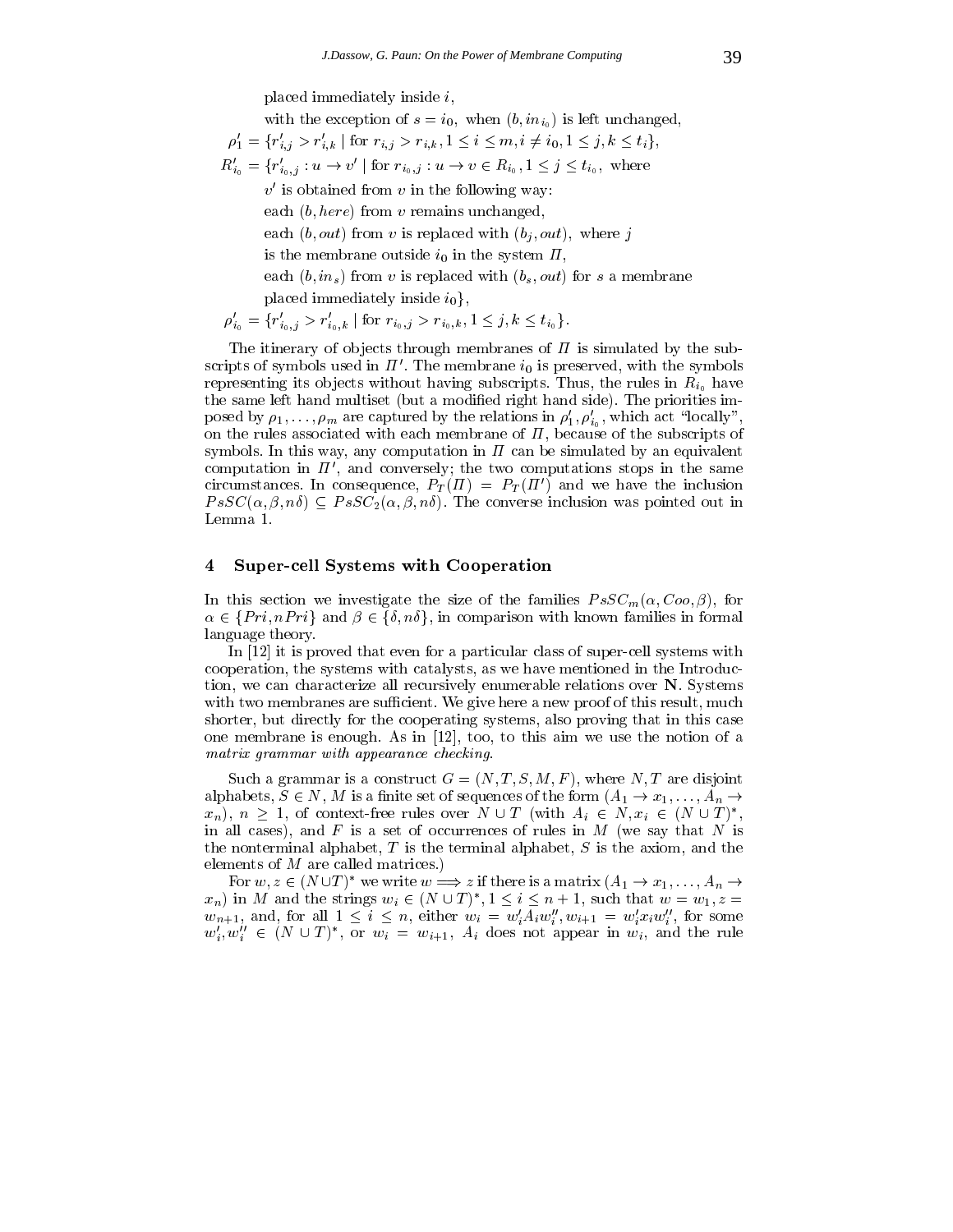placed immediately inside $i$,

with the exception of $s = i_0$, when $(b, in_{i_0})$ is left unchanged,

$\rho'_1 = \{r'_{i,j} > r'_{i,k} \mid \text{for } r_{i,j} > r_{i,k}, 1 \leq i \leq m, i \neq i_0, 1 \leq j, k \leq t_i\}$,

$R'_{i_0} = \{r'_{i_0,j} : u \to v' \mid \text{for } r_{i_0,j} : u \to v \in R_{i_0}, 1 \leq j \leq t_{i_0}$, where

$v'$ is obtained from $v$ in the following way:

each $(b, here)$ from $v$ remains unchanged,

each $(b, out)$ from $v$ is replaced with $(b_j, out)$, where $j$ is the membrane outside $i_0$ in the system $\Pi$,

each $(b, in_s)$ from $v$ is replaced with $(b_s, out)$ for $s$ a membrane placed immediately inside $i_0\}$,

$\rho'_{i_0} = \{r'_{i_0,j} > r'_{i_0,k} \mid \text{for } r_{i_0,j} > r_{i_0,k}, 1 \leq j, k \leq t_{i_0}\}$.

The itinerary of objects through membranes of $\Pi$ is simulated by the subscripts of symbols used in $\Pi'$. The membrane $i_0$ is preserved, with the symbols representing its objects without having subscripts. Thus, the rules in $R_{i_0}$ have the same left hand multiset (but a modified right hand side). The priorities imposed by $\rho_1, \ldots, \rho_m$ are captured by the relations in $\rho'_1, \rho'_{i_0}$, which act "locally", on the rules associated with each membrane of $\Pi$, because of the subscripts of symbols. In this way, any computation in $\Pi$ can be simulated by an equivalent computation in $\Pi'$, and conversely; the two computations stops in the same circumstances. In consequence, $P_T(\Pi) = P_T(\Pi')$ and we have the inclusion $PsSC(\alpha, \beta, n\delta) \subseteq PsSC_2(\alpha, \beta, n\delta)$. The converse inclusion was pointed out in Lemma 1.

## 4 Super-cell Systems with Cooperation

In this section we investigate the size of the families $PsSC_m(\alpha, Coo, \beta)$, for $\alpha \in \{Pri, nPri\}$ and $\beta \in \{\delta, n\delta\}$, in comparison with known families in formal language theory.

In [12] it is proved that even for a particular class of super-cell systems with cooperation, the systems with catalysts, as we have mentioned in the Introduction, we can characterize all recursively enumerable relations over $\mathbf{N}$. Systems with two membranes are sufficient. We give here a new proof of this result, much shorter, but directly for the cooperating systems, also proving that in this case one membrane is enough. As in [12], too, to this aim we use the notion of a *matrix grammar with appearance checking*.

Such a grammar is a construct $G = (N, T, S, M, F)$, where $N, T$ are disjoint alphabets, $S \in N$, $M$ is a finite set of sequences of the form $(A_1 \to x_1, \ldots, A_n \to x_n)$, $n \geq 1$, of context-free rules over $N \cup T$ (with $A_i \in N, x_i \in (N \cup T)^*$, in all cases), and $F$ is a set of occurrences of rules in $M$ (we say that $N$ is the nonterminal alphabet, $T$ is the terminal alphabet, $S$ is the axiom, and the elements of $M$ are called matrices.)

For $w, z \in (N \cup T)^*$ we write $w \Longrightarrow z$ if there is a matrix $(A_1 \to x_1, \ldots, A_n \to x_n)$ in $M$ and the strings $w_i \in (N \cup T)^*, 1 \leq i \leq n+1$, such that $w = w_1, z = w_{n+1}$, and, for all $1 \leq i \leq n$, either $w_i = w'_i A_i w''_i, w_{i+1} = w'_i x_i w''_i$, for some $w'_i, w''_i \in (N \cup T)^*$, or $w_i = w_{i+1}$, $A_i$ does not appear in $w_i$, and the rule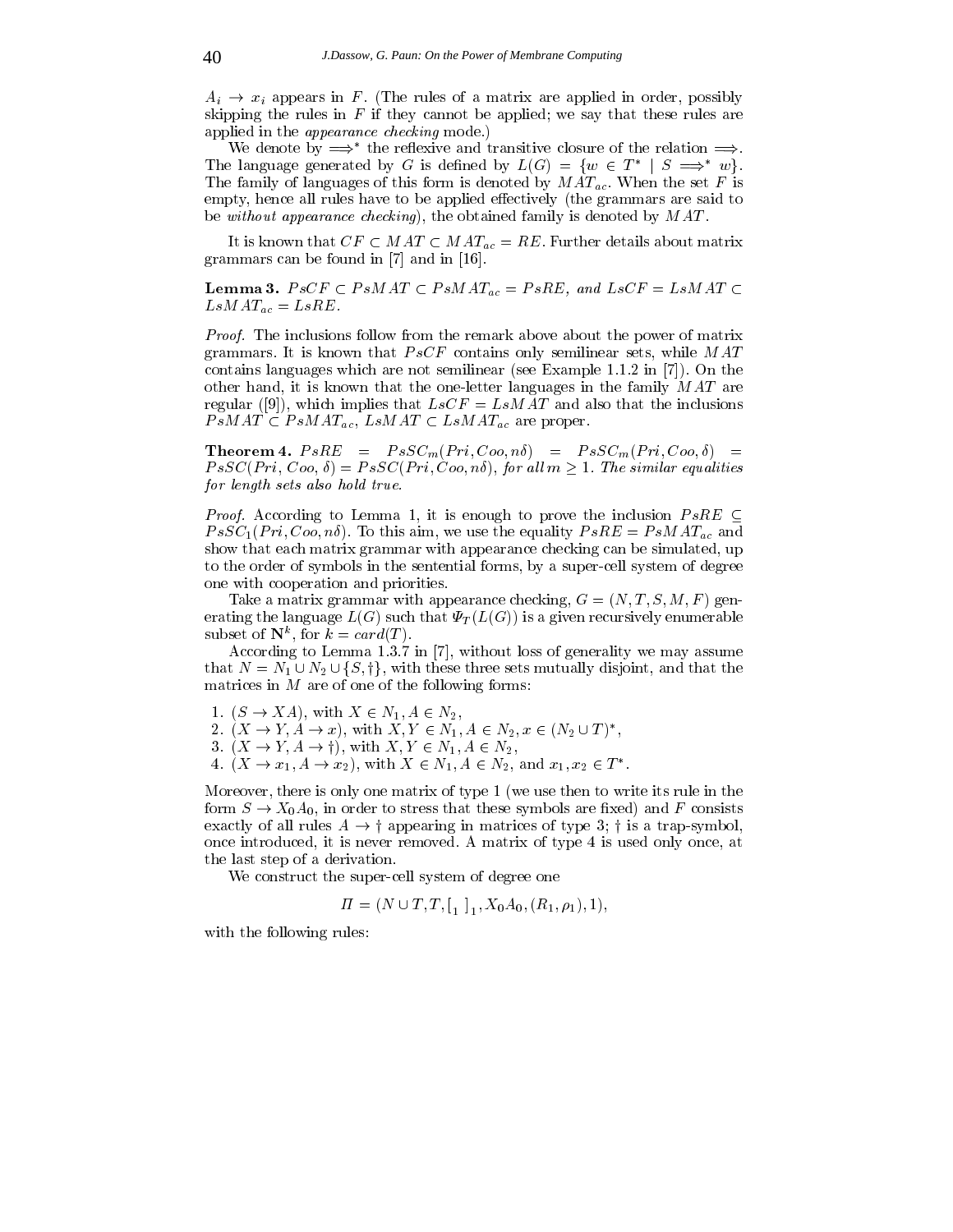$A_i \to x_i$ appears in $F$. (The rules of a matrix are applied in order, possibly skipping the rules in $F$ if they cannot be applied; we say that these rules are applied in the *appearance checking* mode.)

We denote by $\Longrightarrow^*$ the reflexive and transitive closure of the relation $\Longrightarrow$. The language generated by $G$ is defined by $L(G) = \{w \in T^* \mid S \Longrightarrow^* w\}$. The family of languages of this form is denoted by $MAT_{ac}$. When the set $F$ is empty, hence all rules have to be applied effectively (the grammars are said to be *without appearance checking*), the obtained family is denoted by $MAT$.

It is known that $CF \subset MAT \subset MAT_{ac} = RE$. Further details about matrix grammars can be found in [7] and in [16].

**Lemma 3.** *$PsCF \subset PsMAT \subset PsMAT_{ac} = PsRE$, and $LsCF = LsMAT \subset LsMAT_{ac} = LsRE$.*

*Proof.* The inclusions follow from the remark above about the power of matrix grammars. It is known that $PsCF$ contains only semilinear sets, while $MAT$ contains languages which are not semilinear (see Example 1.1.2 in [7]). On the other hand, it is known that the one-letter languages in the family $MAT$ are regular ([9]), which implies that $LsCF = LsMAT$ and also that the inclusions $PsMAT \subset PsMAT_{ac}$, $LsMAT \subset LsMAT_{ac}$ are proper.

**Theorem 4.** *$PsRE = PsSC_m(Pri, Coo, n\delta) = PsSC_m(Pri, Coo, \delta) = PsSC(Pri, Coo, \delta) = PsSC(Pri, Coo, n\delta)$, for all $m \geq 1$. The similar equalities for length sets also hold true.*

*Proof.* According to Lemma 1, it is enough to prove the inclusion $PsRE \subseteq PsSC_1(Pri, Coo, n\delta)$. To this aim, we use the equality $PsRE = PsMAT_{ac}$ and show that each matrix grammar with appearance checking can be simulated, up to the order of symbols in the sentential forms, by a super-cell system of degree one with cooperation and priorities.

Take a matrix grammar with appearance checking, $G = (N, T, S, M, F)$ generating the language $L(G)$ such that $\Psi_T(L(G))$ is a given recursively enumerable subset of $\mathbf{N}^k$, for $k = card(T)$.

According to Lemma 1.3.7 in [7], without loss of generality we may assume that $N = N_1 \cup N_2 \cup \{S, \dagger\}$, with these three sets mutually disjoint, and that the matrices in $M$ are of one of the following forms:

1. $(S \to XA)$, with $X \in N_1, A \in N_2$,
2. $(X \to Y, A \to x)$, with $X, Y \in N_1, A \in N_2, x \in (N_2 \cup T)^*$,
3. $(X \to Y, A \to \dagger)$, with $X, Y \in N_1, A \in N_2$,
4. $(X \to x_1, A \to x_2)$, with $X \in N_1, A \in N_2$, and $x_1, x_2 \in T^*$.

Moreover, there is only one matrix of type 1 (we use then to write its rule in the form $S \to X_0A_0$, in order to stress that these symbols are fixed) and $F$ consists exactly of all rules $A \to \dagger$ appearing in matrices of type 3; $\dagger$ is a trap-symbol, once introduced, it is never removed. A matrix of type 4 is used only once, at the last step of a derivation.

We construct the super-cell system of degree one

$$\Pi = (N \cup T, T, [_1\ ]_1, X_0A_0, (R_1, \rho_1), 1),$$

with the following rules: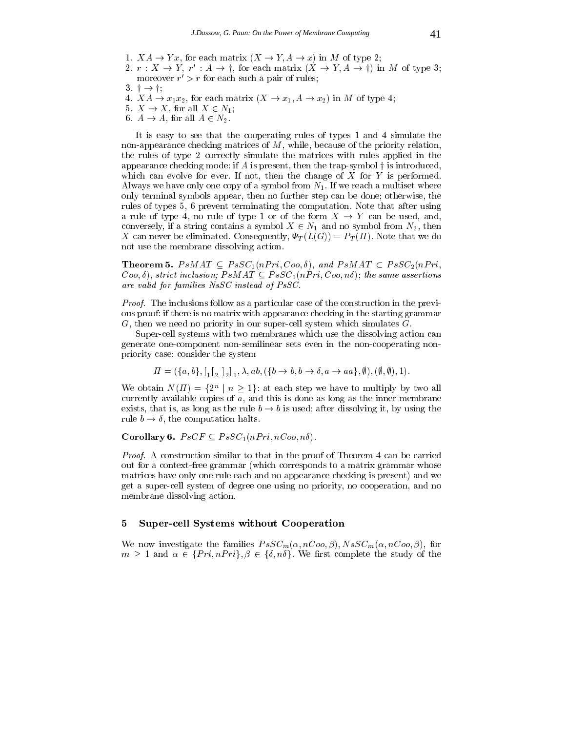1. $XA \rightarrow Yx$, for each matrix $(X \rightarrow Y, A \rightarrow x)$ in $M$ of type 2;
2. $r : X \rightarrow Y$, $r' : A \rightarrow \dagger$, for each matrix $(X \rightarrow Y, A \rightarrow \dagger)$ in $M$ of type 3; moreover $r' > r$ for each such a pair of rules;
3. $\dagger \rightarrow \dagger$;
4. $XA \rightarrow x_1 x_2$, for each matrix $(X \rightarrow x_1, A \rightarrow x_2)$ in $M$ of type 4;
5. $X \rightarrow X$, for all $X \in N_1$;
6. $A \rightarrow A$, for all $A \in N_2$.

It is easy to see that the cooperating rules of types 1 and 4 simulate the non-appearance checking matrices of $M$, while, because of the priority relation, the rules of type 2 correctly simulate the matrices with rules applied in the appearance checking mode: if $A$ is present, then the trap-symbol $\dagger$ is introduced, which can evolve for ever. If not, then the change of $X$ for $Y$ is performed. Always we have only one copy of a symbol from $N_1$. If we reach a multiset where only terminal symbols appear, then no further step can be done; otherwise, the rules of types 5, 6 prevent terminating the computation. Note that after using a rule of type 4, no rule of type 1 or of the form $X \rightarrow Y$ can be used, and, conversely, if a string contains a symbol $X \in N_1$ and no symbol from $N_2$, then $X$ can never be eliminated. Consequently, $\Psi_T(L(G)) = P_T(\Pi)$. Note that we do not use the membrane dissolving action.

**Theorem 5.** *$PsMAT \subseteq PsSC_1(nPri, Coo, \delta)$, and $PsMAT \subset PsSC_2(nPri, Coo, \delta)$, strict inclusion; $PsMAT \subseteq PsSC_1(nPri, Coo, n\delta)$; the same assertions are valid for families $NsSC$ instead of $PsSC$.*

*Proof.* The inclusions follow as a particular case of the construction in the previous proof: if there is no matrix with appearance checking in the starting grammar $G$, then we need no priority in our super-cell system which simulates $G$.

Super-cell systems with two membranes which use the dissolving action can generate one-component non-semilinear sets even in the non-cooperating non-priority case: consider the system

$$\Pi = (\{a, b\}, [_1 [_2 \; ]_2 ]_1, \lambda, ab, (\{b \rightarrow b, b \rightarrow \delta, a \rightarrow aa\}, \emptyset), (\emptyset, \emptyset), 1).$$

We obtain $N(\Pi) = \{2^n \mid n \geq 1\}$: at each step we have to multiply by two all currently available copies of $a$, and this is done as long as the inner membrane exists, that is, as long as the rule $b \rightarrow b$ is used; after dissolving it, by using the rule $b \rightarrow \delta$, the computation halts.

**Corollary 6.** *$PsCF \subseteq PsSC_1(nPri, nCoo, n\delta)$.*

*Proof.* A construction similar to that in the proof of Theorem 4 can be carried out for a context-free grammar (which corresponds to a matrix grammar whose matrices have only one rule each and no appearance checking is present) and we get a super-cell system of degree one using no priority, no cooperation, and no membrane dissolving action.

## 5 Super-cell Systems without Cooperation

We now investigate the families $PsSC_m(\alpha, nCoo, \beta)$, $NsSC_m(\alpha, nCoo, \beta)$, for $m \geq 1$ and $\alpha \in \{Pri, nPri\}, \beta \in \{\delta, n\delta\}$. We first complete the study of the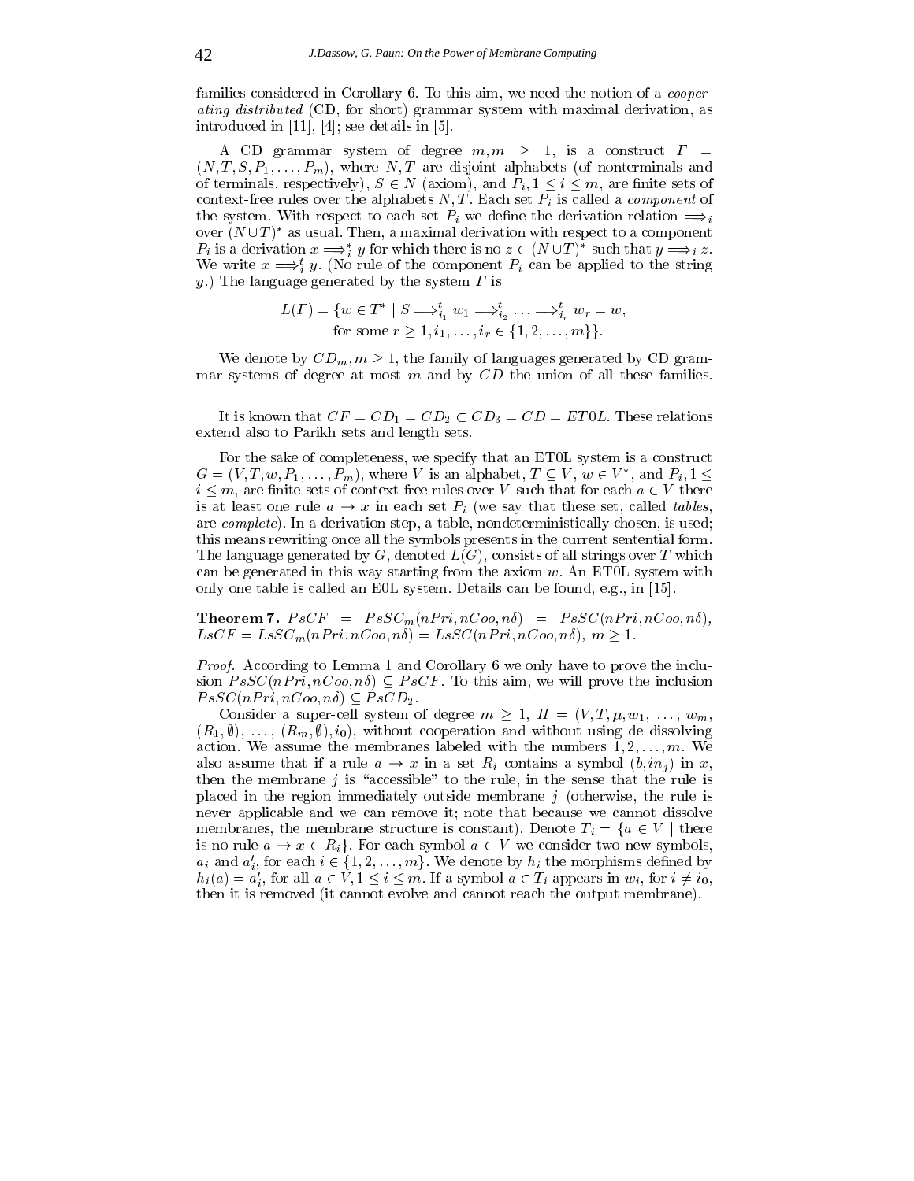families considered in Corollary 6. To this aim, we need the notion of a *cooperating distributed* (CD, for short) grammar system with maximal derivation, as introduced in [11], [4]; see details in [5].

A CD grammar system of degree $m, m \geq 1$, is a construct $\Gamma = (N, T, S, P_1, \ldots, P_m)$, where $N, T$ are disjoint alphabets (of nonterminals and of terminals, respectively), $S \in N$ (axiom), and $P_i, 1 \leq i \leq m$, are finite sets of context-free rules over the alphabets $N, T$. Each set $P_i$ is called a *component* of the system. With respect to each set $P_i$ we define the derivation relation $\Longrightarrow_i$ over $(N \cup T)^*$ as usual. Then, a maximal derivation with respect to a component $P_i$ is a derivation $x \Longrightarrow_i^* y$ for which there is no $z \in (N \cup T)^*$ such that $y \Longrightarrow_i z$. We write $x \Longrightarrow_i^t y$. (No rule of the component $P_i$ can be applied to the string $y$.) The language generated by the system $\Gamma$ is

$$L(\Gamma) = \{w \in T^* \mid S \Longrightarrow_{i_1}^t w_1 \Longrightarrow_{i_2}^t \ldots \Longrightarrow_{i_r}^t w_r = w,$$
$$\text{for some } r \geq 1, i_1, \ldots, i_r \in \{1, 2, \ldots, m\}\}.$$

We denote by $CD_m, m \geq 1$, the family of languages generated by CD grammar systems of degree at most $m$ and by $CD$ the union of all these families.

It is known that $CF = CD_1 = CD_2 \subset CD_3 = CD = ET0L$. These relations extend also to Parikh sets and length sets.

For the sake of completeness, we specify that an ET0L system is a construct $G = (V, T, w, P_1, \ldots, P_m)$, where $V$ is an alphabet, $T \subseteq V$, $w \in V^*$, and $P_i, 1 \leq i \leq m$, are finite sets of context-free rules over $V$ such that for each $a \in V$ there is at least one rule $a \to x$ in each set $P_i$ (we say that these set, called *tables*, are *complete*). In a derivation step, a table, nondeterministically chosen, is used; this means rewriting once all the symbols presents in the current sentential form. The language generated by $G$, denoted $L(G)$, consists of all strings over $T$ which can be generated in this way starting from the axiom $w$. An ET0L system with only one table is called an E0L system. Details can be found, e.g., in [15].

**Theorem 7.** $PsCF = PsSC_m(nPri, nCoo, n\delta) = PsSC(nPri, nCoo, n\delta)$, $LsCF = LsSC_m(nPri, nCoo, n\delta) = LsSC(nPri, nCoo, n\delta)$, $m \geq 1$.

*Proof.* According to Lemma 1 and Corollary 6 we only have to prove the inclusion $PsSC(nPri, nCoo, n\delta) \subseteq PsCF$. To this aim, we will prove the inclusion $PsSC(nPri, nCoo, n\delta) \subseteq PsCD_2$.

Consider a super-cell system of degree $m \geq 1$, $\Pi = (V, T, \mu, w_1, \ldots, w_m, (R_1, \emptyset), \ldots, (R_m, \emptyset), i_0)$, without cooperation and without using de dissolving action. We assume the membranes labeled with the numbers $1, 2, \ldots, m$. We also assume that if a rule $a \to x$ in a set $R_i$ contains a symbol $(b, in_j)$ in $x$, then the membrane $j$ is "accessible" to the rule, in the sense that the rule is placed in the region immediately outside membrane $j$ (otherwise, the rule is never applicable and we can remove it; note that because we cannot dissolve membranes, the membrane structure is constant). Denote $T_i = \{a \in V \mid$ there is no rule $a \to x \in R_i\}$. For each symbol $a \in V$ we consider two new symbols, $a_i$ and $a_i'$, for each $i \in \{1, 2, \ldots, m\}$. We denote by $h_i$ the morphisms defined by $h_i(a) = a_i'$, for all $a \in V, 1 \leq i \leq m$. If a symbol $a \in T_i$ appears in $w_i$, for $i \neq i_0$, then it is removed (it cannot evolve and cannot reach the output membrane).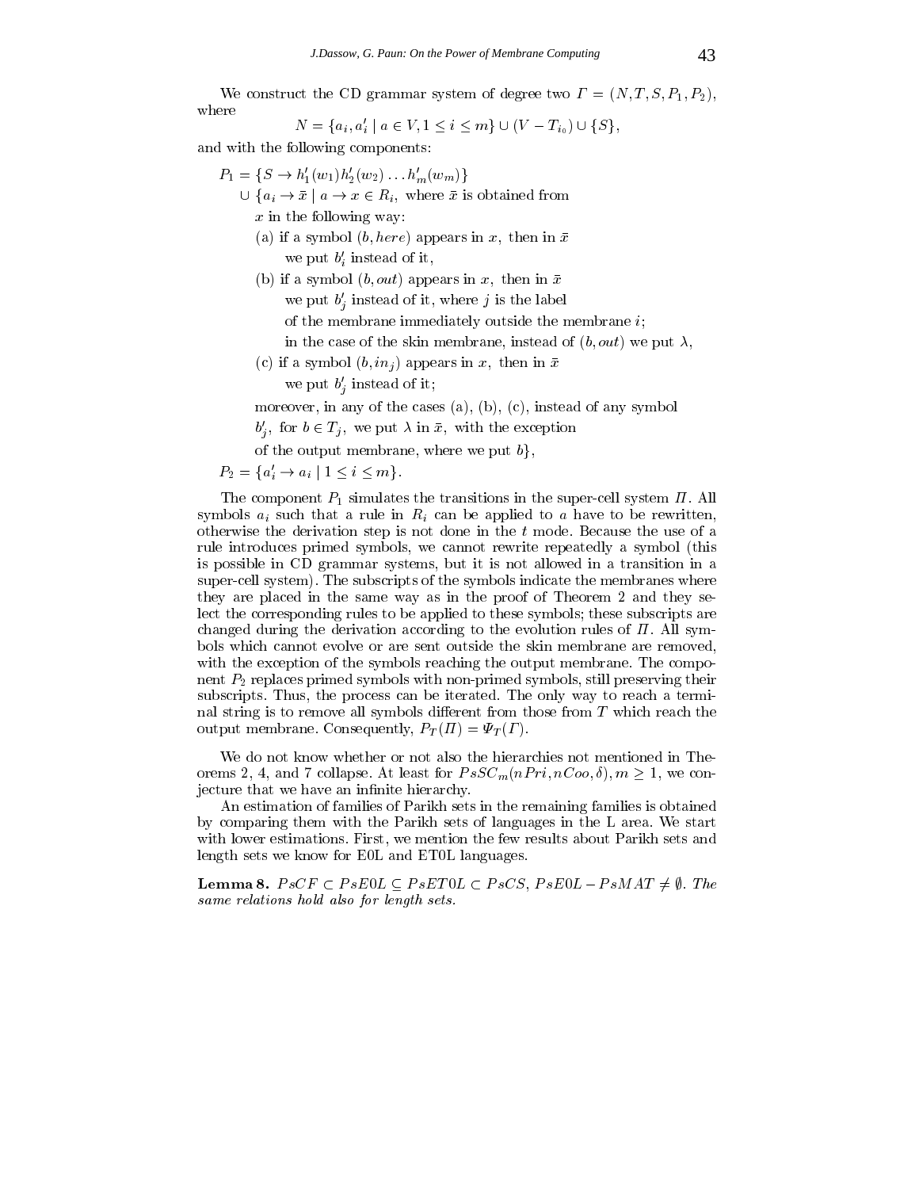We construct the CD grammar system of degree two $\Gamma = (N, T, S, P_1, P_2)$, where

$$N = \{a_i, a_i' \mid a \in V, 1 \leq i \leq m\} \cup (V - T_{i_0}) \cup \{S\},$$

and with the following components:

$P_1 = \{S \rightarrow h_1'(w_1)h_2'(w_2)\ldots h_m'(w_m)\}$

$\cup\ \{a_i \rightarrow \bar{x} \mid a \rightarrow x \in R_i,$ where $\bar{x}$ is obtained from $x$ in the following way:

(a) if a symbol $(b, here)$ appears in $x$, then in $\bar{x}$ we put $b_i'$ instead of it,

(b) if a symbol $(b, out)$ appears in $x$, then in $\bar{x}$ we put $b_j'$ instead of it, where $j$ is the label of the membrane immediately outside the membrane $i$; in the case of the skin membrane, instead of $(b, out)$ we put $\lambda$,

(c) if a symbol $(b, in_j)$ appears in $x$, then in $\bar{x}$ we put $b_j'$ instead of it;

moreover, in any of the cases (a), (b), (c), instead of any symbol $b_j'$, for $b \in T_j$, we put $\lambda$ in $\bar{x}$, with the exception of the output membrane, where we put $b\}$,

$P_2 = \{a_i' \rightarrow a_i \mid 1 \leq i \leq m\}$.

The component $P_1$ simulates the transitions in the super-cell system $\Pi$. All symbols $a_i$ such that a rule in $R_i$ can be applied to $a$ have to be rewritten, otherwise the derivation step is not done in the $t$ mode. Because the use of a rule introduces primed symbols, we cannot rewrite repeatedly a symbol (this is possible in CD grammar systems, but it is not allowed in a transition in a super-cell system). The subscripts of the symbols indicate the membranes where they are placed in the same way as in the proof of Theorem 2 and they select the corresponding rules to be applied to these symbols; these subscripts are changed during the derivation according to the evolution rules of $\Pi$. All symbols which cannot evolve or are sent outside the skin membrane are removed, with the exception of the symbols reaching the output membrane. The component $P_2$ replaces primed symbols with non-primed symbols, still preserving their subscripts. Thus, the process can be iterated. The only way to reach a terminal string is to remove all symbols different from those from $T$ which reach the output membrane. Consequently, $P_T(\Pi) = \Psi_T(\Gamma)$.

We do not know whether or not also the hierarchies not mentioned in Theorems 2, 4, and 7 collapse. At least for $PsSC_m(nPri, nCoo, \delta), m \geq 1$, we conjecture that we have an infinite hierarchy.

An estimation of families of Parikh sets in the remaining families is obtained by comparing them with the Parikh sets of languages in the L area. We start with lower estimations. First, we mention the few results about Parikh sets and length sets we know for E0L and ET0L languages.

**Lemma 8.** *$PsCF \subset PsE0L \subseteq PsET0L \subset PsCS$, $PsE0L - PsMAT \neq \emptyset$. The same relations hold also for length sets.*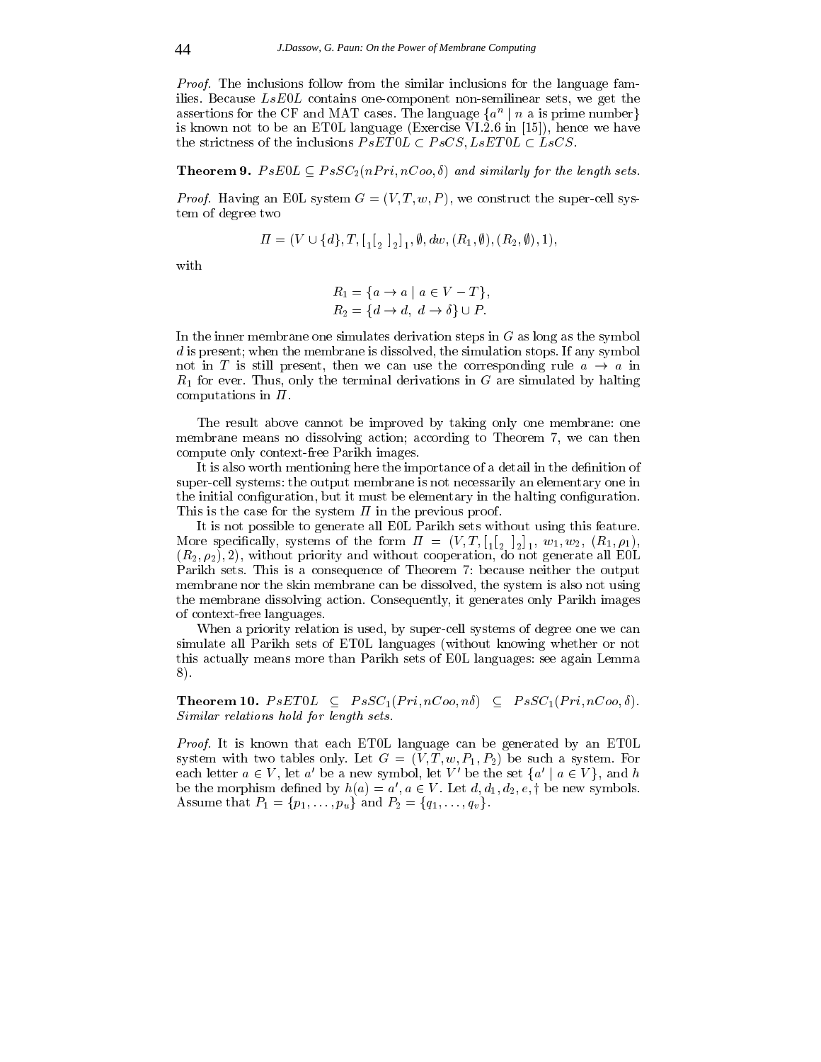*Proof.* The inclusions follow from the similar inclusions for the language families. Because $LsE0L$ contains one-component non-semilinear sets, we get the assertions for the CF and MAT cases. The language $\{a^n \mid n \text{ a is prime number}\}$ is known not to be an ET0L language (Exercise VI.2.6 in [15]), hence we have the strictness of the inclusions $PsET0L \subset PsCS, LsET0L \subset LsCS$.

**Theorem 9.** *$PsE0L \subseteq PsSC_2(nPri, nCoo, \delta)$ and similarly for the length sets.*

*Proof.* Having an E0L system $G = (V, T, w, P)$, we construct the super-cell system of degree two

$$\Pi = (V \cup \{d\}, T, [_1 [_2\ ]_2 ]_1, \emptyset, dw, (R_1, \emptyset), (R_2, \emptyset), 1),$$

with

$$R_1 = \{a \to a \mid a \in V - T\},$$
$$R_2 = \{d \to d,\ d \to \delta\} \cup P.$$

In the inner membrane one simulates derivation steps in $G$ as long as the symbol $d$ is present; when the membrane is dissolved, the simulation stops. If any symbol not in $T$ is still present, then we can use the corresponding rule $a \to a$ in $R_1$ for ever. Thus, only the terminal derivations in $G$ are simulated by halting computations in $\Pi$.

The result above cannot be improved by taking only one membrane: one membrane means no dissolving action; according to Theorem 7, we can then compute only context-free Parikh images.

It is also worth mentioning here the importance of a detail in the definition of super-cell systems: the output membrane is not necessarily an elementary one in the initial configuration, but it must be elementary in the halting configuration. This is the case for the system $\Pi$ in the previous proof.

It is not possible to generate all E0L Parikh sets without using this feature. More specifically, systems of the form $\Pi = (V, T, [_1 [_2\ ]_2 ]_1,\ w_1, w_2,\ (R_1, \rho_1),$ $(R_2, \rho_2), 2)$, without priority and without cooperation, do not generate all E0L Parikh sets. This is a consequence of Theorem 7: because neither the output membrane nor the skin membrane can be dissolved, the system is also not using the membrane dissolving action. Consequently, it generates only Parikh images of context-free languages.

When a priority relation is used, by super-cell systems of degree one we can simulate all Parikh sets of ET0L languages (without knowing whether or not this actually means more than Parikh sets of E0L languages: see again Lemma 8).

**Theorem 10.** *$PsET0L \subseteq PsSC_1(Pri, nCoo, n\delta) \subseteq PsSC_1(Pri, nCoo, \delta)$. Similar relations hold for length sets.*

*Proof.* It is known that each ET0L language can be generated by an ET0L system with two tables only. Let $G = (V, T, w, P_1, P_2)$ be such a system. For each letter $a \in V$, let $a'$ be a new symbol, let $V'$ be the set $\{a' \mid a \in V\}$, and $h$ be the morphism defined by $h(a) = a', a \in V$. Let $d, d_1, d_2, e, \dagger$ be new symbols. Assume that $P_1 = \{p_1, \ldots, p_u\}$ and $P_2 = \{q_1, \ldots, q_v\}$.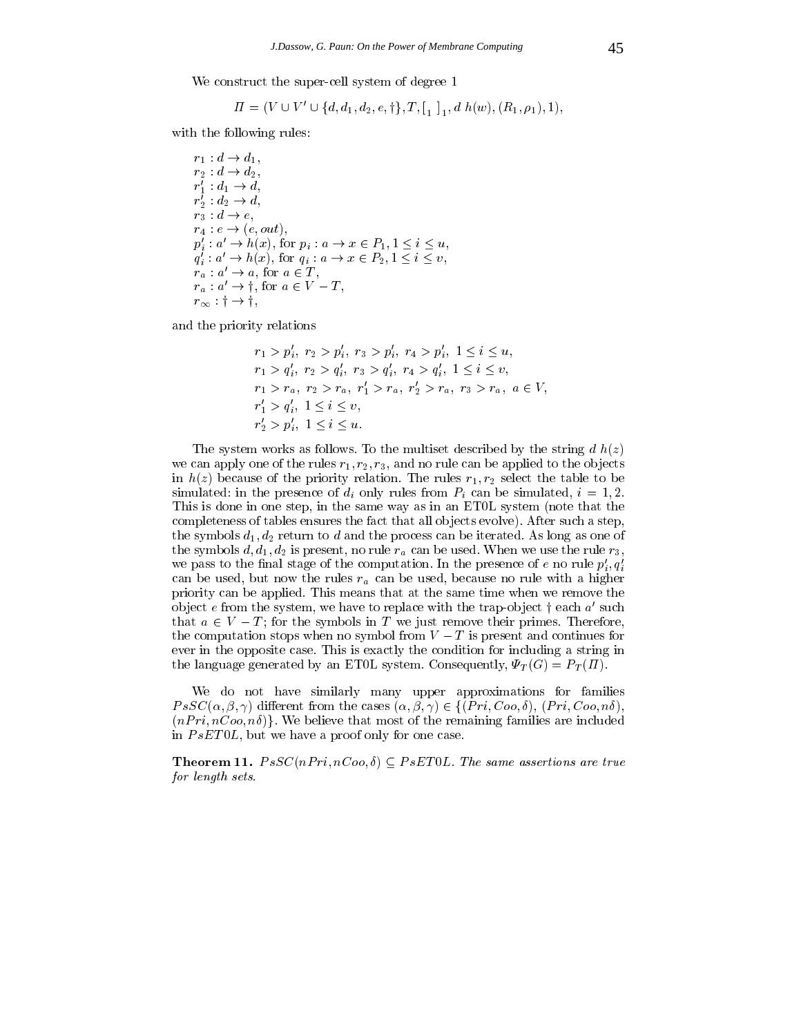We construct the super-cell system of degree 1

$$\Pi = (V \cup V' \cup \{d, d_1, d_2, e, \dagger\}, T, [_1\ ]_1, d\ h(w), (R_1, \rho_1), 1),$$

with the following rules:

$r_1 : d \to d_1$,
$r_2 : d \to d_2$,
$r'_1 : d_1 \to d$,
$r'_2 : d_2 \to d$,
$r_3 : d \to e$,
$r_4 : e \to (e, out)$,
$p'_i : a' \to h(x)$, for $p_i : a \to x \in P_1, 1 \leq i \leq u$,
$q'_i : a' \to h(x)$, for $q_i : a \to x \in P_2, 1 \leq i \leq v$,
$r_a : a' \to a$, for $a \in T$,
$r_a : a' \to \dagger$, for $a \in V - T$,
$r_\infty : \dagger \to \dagger$,

and the priority relations

$$r_1 > p'_i,\ r_2 > p'_i,\ r_3 > p'_i,\ r_4 > p'_i,\ 1 \leq i \leq u,$$
$$r_1 > q'_i,\ r_2 > q'_i,\ r_3 > q'_i,\ r_4 > q'_i,\ 1 \leq i \leq v,$$
$$r_1 > r_a,\ r_2 > r_a,\ r'_1 > r_a,\ r'_2 > r_a,\ r_3 > r_a,\ a \in V,$$
$$r'_1 > q'_i,\ 1 \leq i \leq v,$$
$$r'_2 > p'_i,\ 1 \leq i \leq u.$$

The system works as follows. To the multiset described by the string $d\ h(z)$ we can apply one of the rules $r_1, r_2, r_3$, and no rule can be applied to the objects in $h(z)$ because of the priority relation. The rules $r_1, r_2$ select the table to be simulated: in the presence of $d_i$ only rules from $P_i$ can be simulated, $i = 1, 2$. This is done in one step, in the same way as in an ET0L system (note that the completeness of tables ensures the fact that all objects evolve). After such a step, the symbols $d_1, d_2$ return to $d$ and the process can be iterated. As long as one of the symbols $d, d_1, d_2$ is present, no rule $r_a$ can be used. When we use the rule $r_3$, we pass to the final stage of the computation. In the presence of $e$ no rule $p'_i, q'_i$ can be used, but now the rules $r_a$ can be used, because no rule with a higher priority can be applied. This means that at the same time when we remove the object $e$ from the system, we have to replace with the trap-object $\dagger$ each $a'$ such that $a \in V - T$; for the symbols in $T$ we just remove their primes. Therefore, the computation stops when no symbol from $V - T$ is present and continues for ever in the opposite case. This is exactly the condition for including a string in the language generated by an ET0L system. Consequently, $\Psi_T(G) = P_T(\Pi)$.

We do not have similarly many upper approximations for families $PsSC(\alpha, \beta, \gamma)$ different from the cases $(\alpha, \beta, \gamma) \in \{(Pri, Coo, \delta), (Pri, Coo, n\delta), (nPri, nCoo, n\delta)\}$. We believe that most of the remaining families are included in $PsET0L$, but we have a proof only for one case.

**Theorem 11.** *$PsSC(nPri, nCoo, \delta) \subseteq PsET0L$. The same assertions are true for length sets.*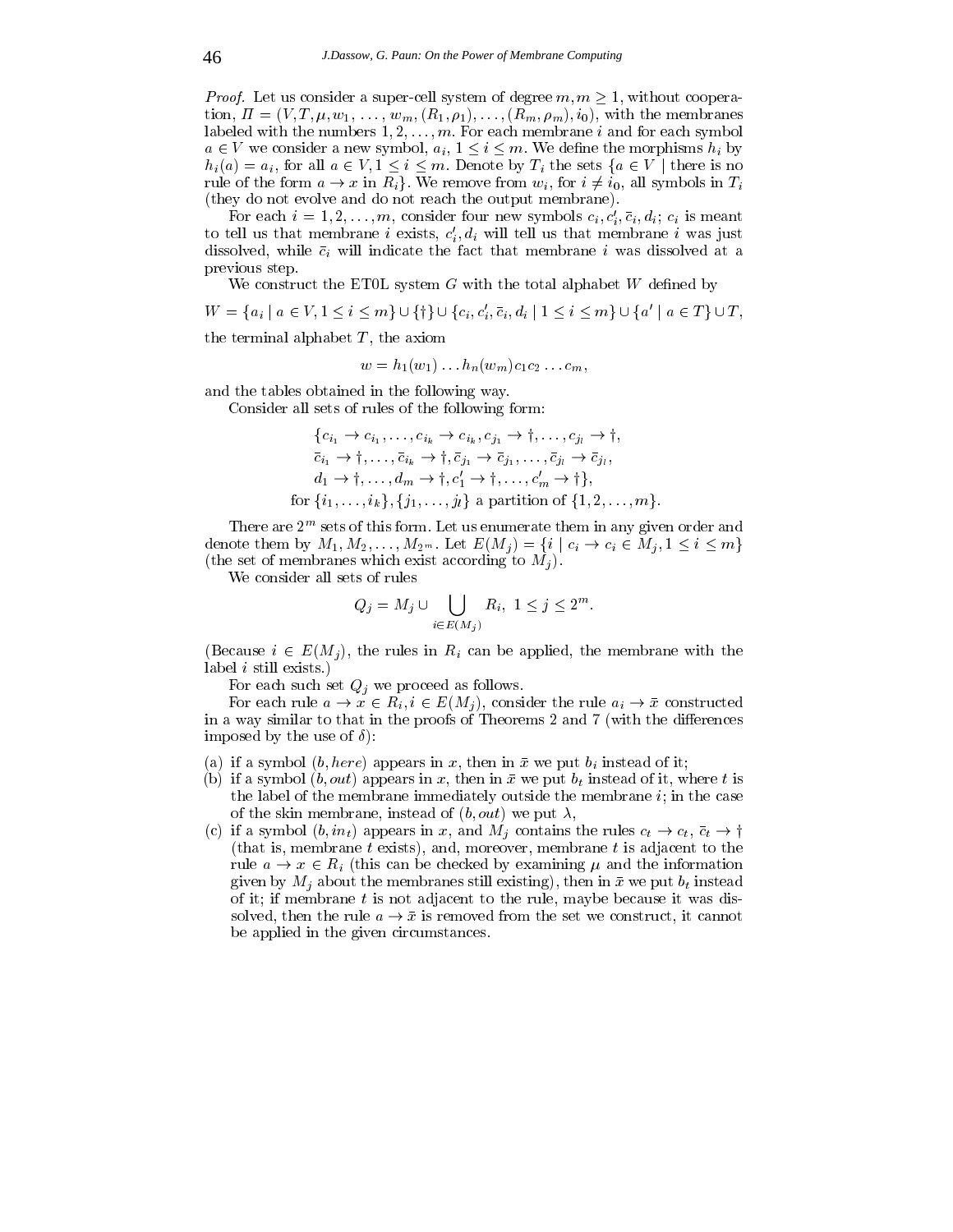*Proof.* Let us consider a super-cell system of degree $m, m \geq 1$, without cooperation, $\Pi = (V, T, \mu, w_1, \ldots, w_m, (R_1, \rho_1), \ldots, (R_m, \rho_m), i_0)$, with the membranes labeled with the numbers $1, 2, \ldots, m$. For each membrane $i$ and for each symbol $a \in V$ we consider a new symbol, $a_i$, $1 \leq i \leq m$. We define the morphisms $h_i$ by $h_i(a) = a_i$, for all $a \in V, 1 \leq i \leq m$. Denote by $T_i$ the sets $\{a \in V \mid$ there is no rule of the form $a \to x$ in $R_i\}$. We remove from $w_i$, for $i \neq i_0$, all symbols in $T_i$ (they do not evolve and do not reach the output membrane).

For each $i = 1, 2, \ldots, m$, consider four new symbols $c_i, c'_i, \bar{c}_i, d_i$; $c_i$ is meant to tell us that membrane $i$ exists, $c'_i, d_i$ will tell us that membrane $i$ was just dissolved, while $\bar{c}_i$ will indicate the fact that membrane $i$ was dissolved at a previous step.

We construct the ET0L system $G$ with the total alphabet $W$ defined by

$W = \{a_i \mid a \in V, 1 \leq i \leq m\} \cup \{\dagger\} \cup \{c_i, c'_i, \bar{c}_i, d_i \mid 1 \leq i \leq m\} \cup \{a' \mid a \in T\} \cup T,$

the terminal alphabet $T$, the axiom

$$w = h_1(w_1) \ldots h_n(w_m) c_1 c_2 \ldots c_m,$$

and the tables obtained in the following way.

Consider all sets of rules of the following form:

$$\begin{aligned}
&\{c_{i_1} \to c_{i_1}, \ldots, c_{i_k} \to c_{i_k}, c_{j_1} \to \dagger, \ldots, c_{j_l} \to \dagger, \\
&\bar{c}_{i_1} \to \dagger, \ldots, \bar{c}_{i_k} \to \dagger, \bar{c}_{j_1} \to \bar{c}_{j_1}, \ldots, \bar{c}_{j_l} \to \bar{c}_{j_l}, \\
&d_1 \to \dagger, \ldots, d_m \to \dagger, c'_1 \to \dagger, \ldots, c'_m \to \dagger\}, \\
&\text{for } \{i_1, \ldots, i_k\}, \{j_1, \ldots, j_l\} \text{ a partition of } \{1, 2, \ldots, m\}.
\end{aligned}$$

There are $2^m$ sets of this form. Let us enumerate them in any given order and denote them by $M_1, M_2, \ldots, M_{2^m}$. Let $E(M_j) = \{i \mid c_i \to c_i \in M_j, 1 \leq i \leq m\}$ (the set of membranes which exist according to $M_j$).

We consider all sets of rules

$$Q_j = M_j \cup \bigcup_{i \in E(M_j)} R_i, \ 1 \leq j \leq 2^m.$$

(Because $i \in E(M_j)$, the rules in $R_i$ can be applied, the membrane with the label $i$ still exists.)

For each such set $Q_j$ we proceed as follows.

For each rule $a \to x \in R_i, i \in E(M_j)$, consider the rule $a_i \to \bar{x}$ constructed in a way similar to that in the proofs of Theorems 2 and 7 (with the differences imposed by the use of $\delta$):

(a) if a symbol $(b, here)$ appears in $x$, then in $\bar{x}$ we put $b_i$ instead of it;

(b) if a symbol $(b, out)$ appears in $x$, then in $\bar{x}$ we put $b_t$ instead of it, where $t$ is the label of the membrane immediately outside the membrane $i$; in the case of the skin membrane, instead of $(b, out)$ we put $\lambda$,

(c) if a symbol $(b, in_t)$ appears in $x$, and $M_j$ contains the rules $c_t \to c_t$, $\bar{c}_t \to \dagger$ (that is, membrane $t$ exists), and, moreover, membrane $t$ is adjacent to the rule $a \to x \in R_i$ (this can be checked by examining $\mu$ and the information given by $M_j$ about the membranes still existing), then in $\bar{x}$ we put $b_t$ instead of it; if membrane $t$ is not adjacent to the rule, maybe because it was dissolved, then the rule $a \to \bar{x}$ is removed from the set we construct, it cannot be applied in the given circumstances.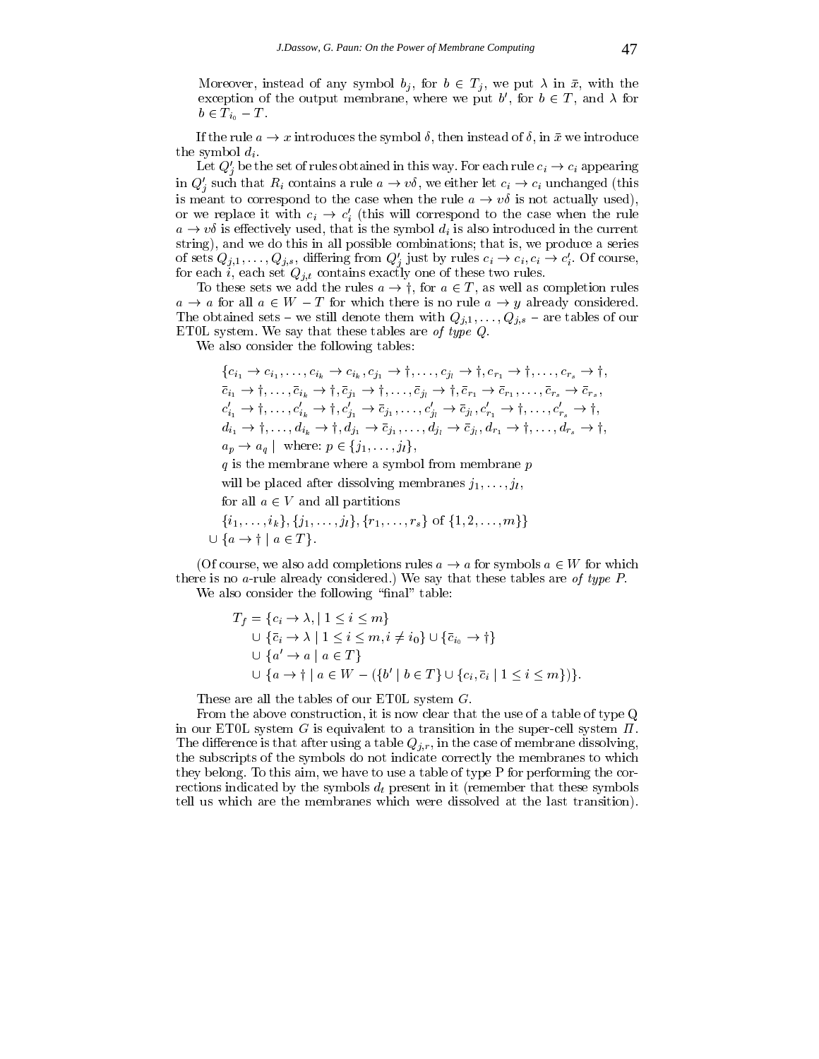Moreover, instead of any symbol $b_j$, for $b \in T_j$, we put $\lambda$ in $\bar{x}$, with the exception of the output membrane, where we put $b'$, for $b \in T$, and $\lambda$ for $b \in T_{i_0} - T$.

If the rule $a \to x$ introduces the symbol $\delta$, then instead of $\delta$, in $\bar{x}$ we introduce the symbol $d_i$.

Let $Q'_j$ be the set of rules obtained in this way. For each rule $c_i \to c_i$ appearing in $Q'_j$ such that $R_i$ contains a rule $a \to v\delta$, we either let $c_i \to c_i$ unchanged (this is meant to correspond to the case when the rule $a \to v\delta$ is not actually used), or we replace it with $c_i \to c'_i$ (this will correspond to the case when the rule $a \to v\delta$ is effectively used, that is the symbol $d_i$ is also introduced in the current string), and we do this in all possible combinations; that is, we produce a series of sets $Q_{j,1}, \ldots, Q_{j,s}$, differing from $Q'_j$ just by rules $c_i \to c_i, c_i \to c'_i$. Of course, for each $i$, each set $Q_{j,t}$ contains exactly one of these two rules.

To these sets we add the rules $a \to \dagger$, for $a \in T$, as well as completion rules $a \to a$ for all $a \in W - T$ for which there is no rule $a \to y$ already considered. The obtained sets – we still denote them with $Q_{j,1}, \ldots, Q_{j,s}$ – are tables of our ET0L system. We say that these tables are *of type Q*.

We also consider the following tables:

$$
\begin{aligned}
&\{c_{i_1} \to c_{i_1}, \ldots, c_{i_k} \to c_{i_k}, c_{j_1} \to \dagger, \ldots, c_{j_l} \to \dagger, c_{r_1} \to \dagger, \ldots, c_{r_s} \to \dagger,\\
&\bar{c}_{i_1} \to \dagger, \ldots, \bar{c}_{i_k} \to \dagger, \bar{c}_{j_1} \to \dagger, \ldots, \bar{c}_{j_l} \to \dagger, \bar{c}_{r_1} \to \bar{c}_{r_1}, \ldots, \bar{c}_{r_s} \to \bar{c}_{r_s},\\
&c'_{i_1} \to \dagger, \ldots, c'_{i_k} \to \dagger, c'_{j_1} \to \bar{c}_{j_1}, \ldots, c'_{j_l} \to \bar{c}_{j_l}, c'_{r_1} \to \dagger, \ldots, c'_{r_s} \to \dagger,\\
&d_{i_1} \to \dagger, \ldots, d_{i_k} \to \dagger, d_{j_1} \to \bar{c}_{j_1}, \ldots, d_{j_l} \to \bar{c}_{j_l}, d_{r_1} \to \dagger, \ldots, d_{r_s} \to \dagger,\\
&a_p \to a_q \mid \text{ where: } p \in \{j_1, \ldots, j_l\},\\
&q \text{ is the membrane where a symbol from membrane } p\\
&\text{will be placed after dissolving membranes } j_1, \ldots, j_l,\\
&\text{for all } a \in V \text{ and all partitions}\\
&\{i_1, \ldots, i_k\}, \{j_1, \ldots, j_l\}, \{r_1, \ldots, r_s\} \text{ of } \{1, 2, \ldots, m\}\}\\
\cup\ &\{a \to \dagger \mid a \in T\}.
\end{aligned}
$$

(Of course, we also add completions rules $a \to a$ for symbols $a \in W$ for which there is no $a$-rule already considered.) We say that these tables are *of type P*.

We also consider the following "final" table:

$$
\begin{aligned}
T_f = &\{c_i \to \lambda, \mid 1 \leq i \leq m\}\\
&\cup \{\bar{c}_i \to \lambda \mid 1 \leq i \leq m, i \neq i_0\} \cup \{\bar{c}_{i_0} \to \dagger\}\\
&\cup \{a' \to a \mid a \in T\}\\
&\cup \{a \to \dagger \mid a \in W - (\{b' \mid b \in T\} \cup \{c_i, \bar{c}_i \mid 1 \leq i \leq m\})\}.
\end{aligned}
$$

These are all the tables of our ET0L system $G$.

From the above construction, it is now clear that the use of a table of type Q in our ET0L system $G$ is equivalent to a transition in the super-cell system $\Pi$. The difference is that after using a table $Q_{j,r}$, in the case of membrane dissolving, the subscripts of the symbols do not indicate correctly the membranes to which they belong. To this aim, we have to use a table of type P for performing the corrections indicated by the symbols $d_t$ present in it (remember that these symbols tell us which are the membranes which were dissolved at the last transition).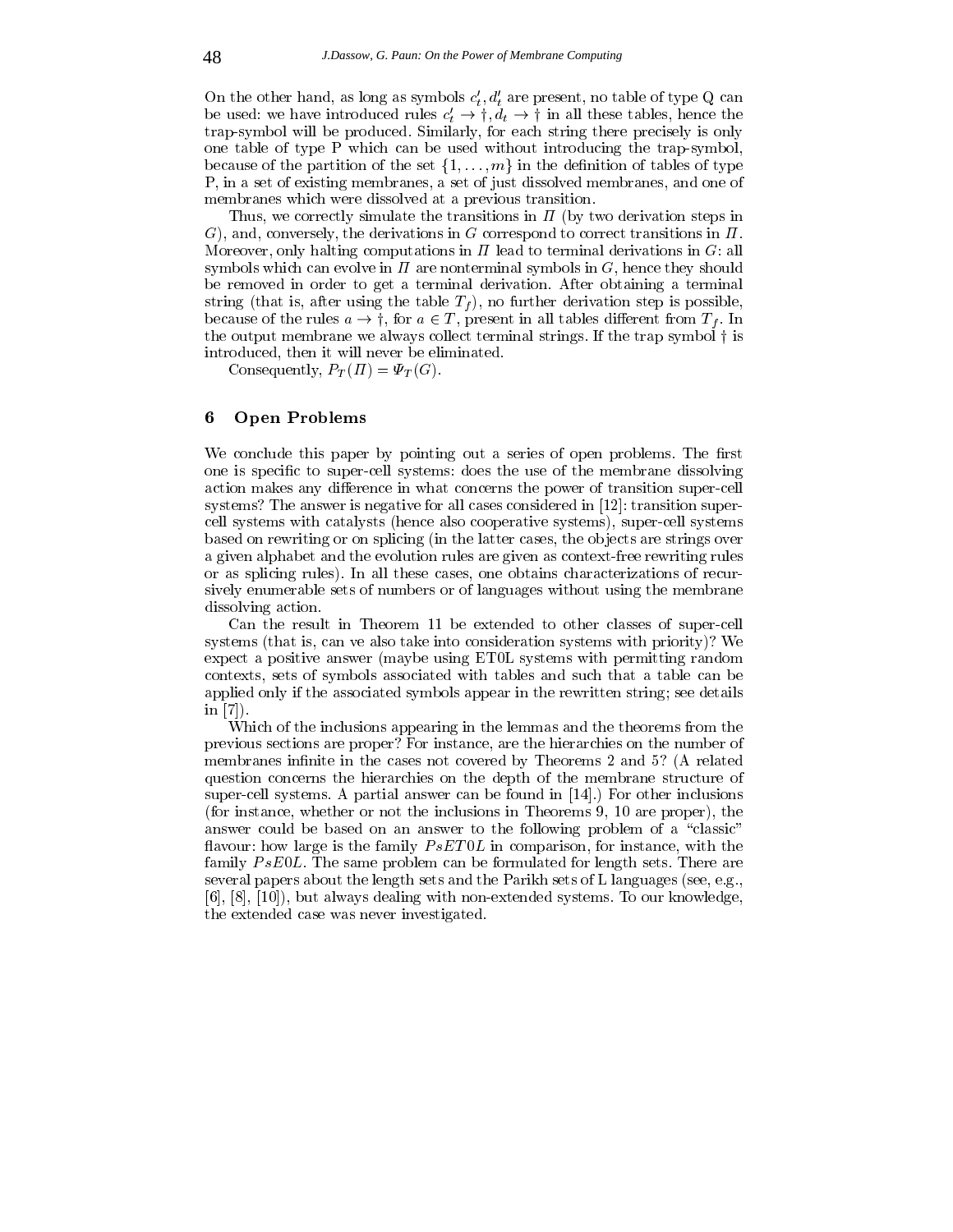On the other hand, as long as symbols $c'_t, d'_t$ are present, no table of type Q can be used: we have introduced rules $c'_t \to \dagger, d_t \to \dagger$ in all these tables, hence the trap-symbol will be produced. Similarly, for each string there precisely is only one table of type P which can be used without introducing the trap-symbol, because of the partition of the set $\{1, \ldots, m\}$ in the definition of tables of type P, in a set of existing membranes, a set of just dissolved membranes, and one of membranes which were dissolved at a previous transition.

Thus, we correctly simulate the transitions in $\Pi$ (by two derivation steps in $G$), and, conversely, the derivations in $G$ correspond to correct transitions in $\Pi$. Moreover, only halting computations in $\Pi$ lead to terminal derivations in $G$: all symbols which can evolve in $\Pi$ are nonterminal symbols in $G$, hence they should be removed in order to get a terminal derivation. After obtaining a terminal string (that is, after using the table $T_f$), no further derivation step is possible, because of the rules $a \to \dagger$, for $a \in T$, present in all tables different from $T_f$. In the output membrane we always collect terminal strings. If the trap symbol $\dagger$ is introduced, then it will never be eliminated.

Consequently, $P_T(\Pi) = \Psi_T(G)$.

## 6 Open Problems

We conclude this paper by pointing out a series of open problems. The first one is specific to super-cell systems: does the use of the membrane dissolving action makes any difference in what concerns the power of transition super-cell systems? The answer is negative for all cases considered in [12]: transition super-cell systems with catalysts (hence also cooperative systems), super-cell systems based on rewriting or on splicing (in the latter cases, the objects are strings over a given alphabet and the evolution rules are given as context-free rewriting rules or as splicing rules). In all these cases, one obtains characterizations of recursively enumerable sets of numbers or of languages without using the membrane dissolving action.

Can the result in Theorem 11 be extended to other classes of super-cell systems (that is, can ve also take into consideration systems with priority)? We expect a positive answer (maybe using ET0L systems with permitting random contexts, sets of symbols associated with tables and such that a table can be applied only if the associated symbols appear in the rewritten string; see details in [7]).

Which of the inclusions appearing in the lemmas and the theorems from the previous sections are proper? For instance, are the hierarchies on the number of membranes infinite in the cases not covered by Theorems 2 and 5? (A related question concerns the hierarchies on the depth of the membrane structure of super-cell systems. A partial answer can be found in [14].) For other inclusions (for instance, whether or not the inclusions in Theorems 9, 10 are proper), the answer could be based on an answer to the following problem of a "classic" flavour: how large is the family $PsET0L$ in comparison, for instance, with the family $PsE0L$. The same problem can be formulated for length sets. There are several papers about the length sets and the Parikh sets of L languages (see, e.g., [6], [8], [10]), but always dealing with non-extended systems. To our knowledge, the extended case was never investigated.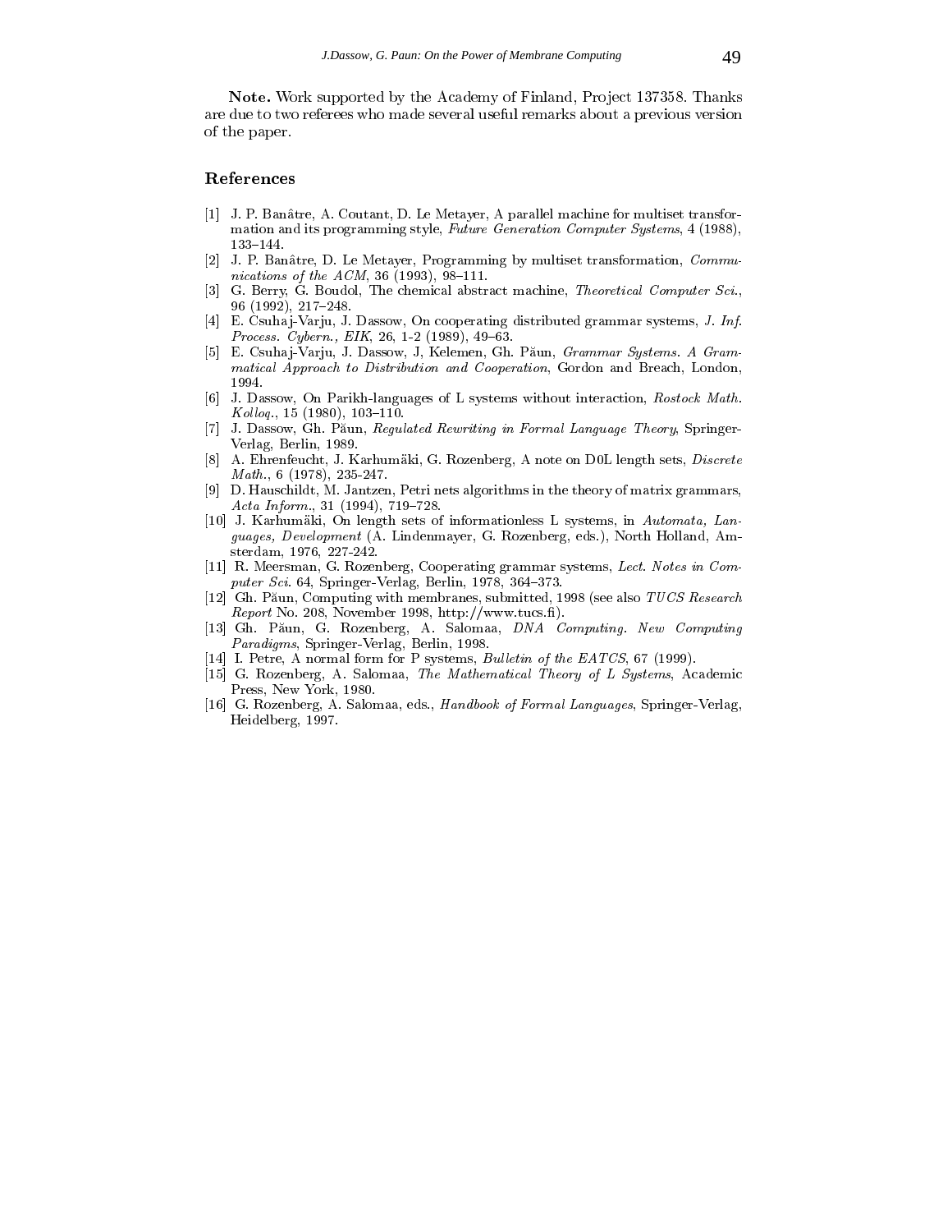**Note.** Work supported by the Academy of Finland, Project 137358. Thanks are due to two referees who made several useful remarks about a previous version of the paper.

## References

[1] J. P. Banâtre, A. Coutant, D. Le Metayer, A parallel machine for multiset transformation and its programming style, *Future Generation Computer Systems*, 4 (1988), 133–144.

[2] J. P. Banâtre, D. Le Metayer, Programming by multiset transformation, *Communications of the ACM*, 36 (1993), 98–111.

[3] G. Berry, G. Boudol, The chemical abstract machine, *Theoretical Computer Sci.*, 96 (1992), 217–248.

[4] E. Csuhaj-Varju, J. Dassow, On cooperating distributed grammar systems, *J. Inf. Process. Cybern., EIK*, 26, 1-2 (1989), 49–63.

[5] E. Csuhaj-Varju, J. Dassow, J, Kelemen, Gh. Păun, *Grammar Systems. A Grammatical Approach to Distribution and Cooperation*, Gordon and Breach, London, 1994.

[6] J. Dassow, On Parikh-languages of L systems without interaction, *Rostock Math. Kolloq.*, 15 (1980), 103–110.

[7] J. Dassow, Gh. Păun, *Regulated Rewriting in Formal Language Theory*, Springer-Verlag, Berlin, 1989.

[8] A. Ehrenfeucht, J. Karhumäki, G. Rozenberg, A note on D0L length sets, *Discrete Math.*, 6 (1978), 235-247.

[9] D. Hauschildt, M. Jantzen, Petri nets algorithms in the theory of matrix grammars, *Acta Inform.*, 31 (1994), 719–728.

[10] J. Karhumäki, On length sets of informationless L systems, in *Automata, Languages, Development* (A. Lindenmayer, G. Rozenberg, eds.), North Holland, Amsterdam, 1976, 227-242.

[11] R. Meersman, G. Rozenberg, Cooperating grammar systems, *Lect. Notes in Computer Sci.* 64, Springer-Verlag, Berlin, 1978, 364–373.

[12] Gh. Păun, Computing with membranes, submitted, 1998 (see also *TUCS Research Report* No. 208, November 1998, http://www.tucs.fi).

[13] Gh. Păun, G. Rozenberg, A. Salomaa, *DNA Computing. New Computing Paradigms*, Springer-Verlag, Berlin, 1998.

[14] I. Petre, A normal form for P systems, *Bulletin of the EATCS*, 67 (1999).

[15] G. Rozenberg, A. Salomaa, *The Mathematical Theory of L Systems*, Academic Press, New York, 1980.

[16] G. Rozenberg, A. Salomaa, eds., *Handbook of Formal Languages*, Springer-Verlag, Heidelberg, 1997.